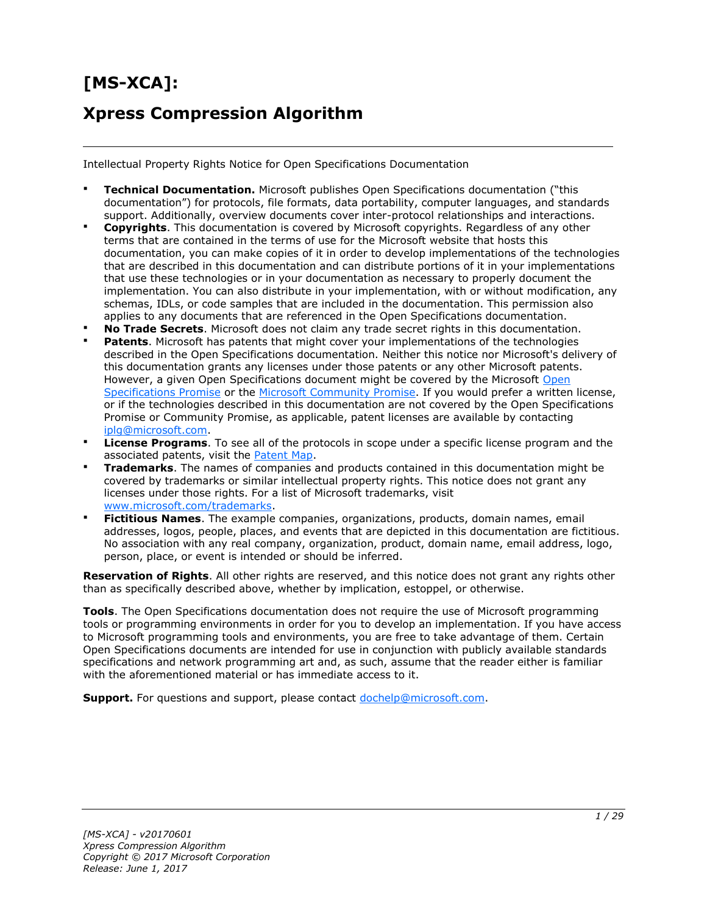# [MS-XCA]:

# Xpress Compression Algorithm

Intellectual Property Rights Notice for Open Specifications Documentation

- **Technical Documentation.** Microsoft publishes Open Specifications documentation ("this documentation") for protocols, file formats, data portability, computer languages, and standards support. Additionally, overview documents cover inter-protocol relationships and interactions.
- **Copyrights**. This documentation is covered by Microsoft copyrights. Regardless of any other terms that are contained in the terms of use for the Microsoft website that hosts this documentation, you can make copies of it in order to develop implementations of the technologies that are described in this documentation and can distribute portions of it in your implementations that use these technologies or in your documentation as necessary to properly document the implementation. You can also distribute in your implementation, with or without modification, any schemas, IDLs, or code samples that are included in the documentation. This permission also applies to any documents that are referenced in the Open Specifications documentation.
- **No Trade Secrets**. Microsoft does not claim any trade secret rights in this documentation.
- **Patents**. Microsoft has patents that might cover your implementations of the technologies described in the Open Specifications documentation. Neither this notice nor Microsoft's delivery of this documentation grants any licenses under those patents or any other Microsoft patents. However, a given Open Specifications document might be covered by the Microsoft Open Specifications Promise or the Microsoft Community Promise. If you would prefer a written license, or if the technologies described in this documentation are not covered by the Open Specifications Promise or Community Promise, as applicable, patent licenses are available by contacting iplg@microsoft.com.
- **License Programs**. To see all of the protocols in scope under a specific license program and the associated patents, visit the Patent Map.
- **Trademarks**. The names of companies and products contained in this documentation might be covered by trademarks or similar intellectual property rights. This notice does not grant any licenses under those rights. For a list of Microsoft trademarks, visit www.microsoft.com/trademarks.
- **Fictitious Names**. The example companies, organizations, products, domain names, email addresses, logos, people, places, and events that are depicted in this documentation are fictitious. No association with any real company, organization, product, domain name, email address, logo, person, place, or event is intended or should be inferred.

**Reservation of Rights**. All other rights are reserved, and this notice does not grant any rights other than as specifically described above, whether by implication, estoppel, or otherwise.

**Tools**. The Open Specifications documentation does not require the use of Microsoft programming tools or programming environments in order for you to develop an implementation. If you have access to Microsoft programming tools and environments, you are free to take advantage of them. Certain Open Specifications documents are intended for use in conjunction with publicly available standards specifications and network programming art and, as such, assume that the reader either is familiar with the aforementioned material or has immediate access to it.

**Support.** For questions and support, please contact dochelp@microsoft.com.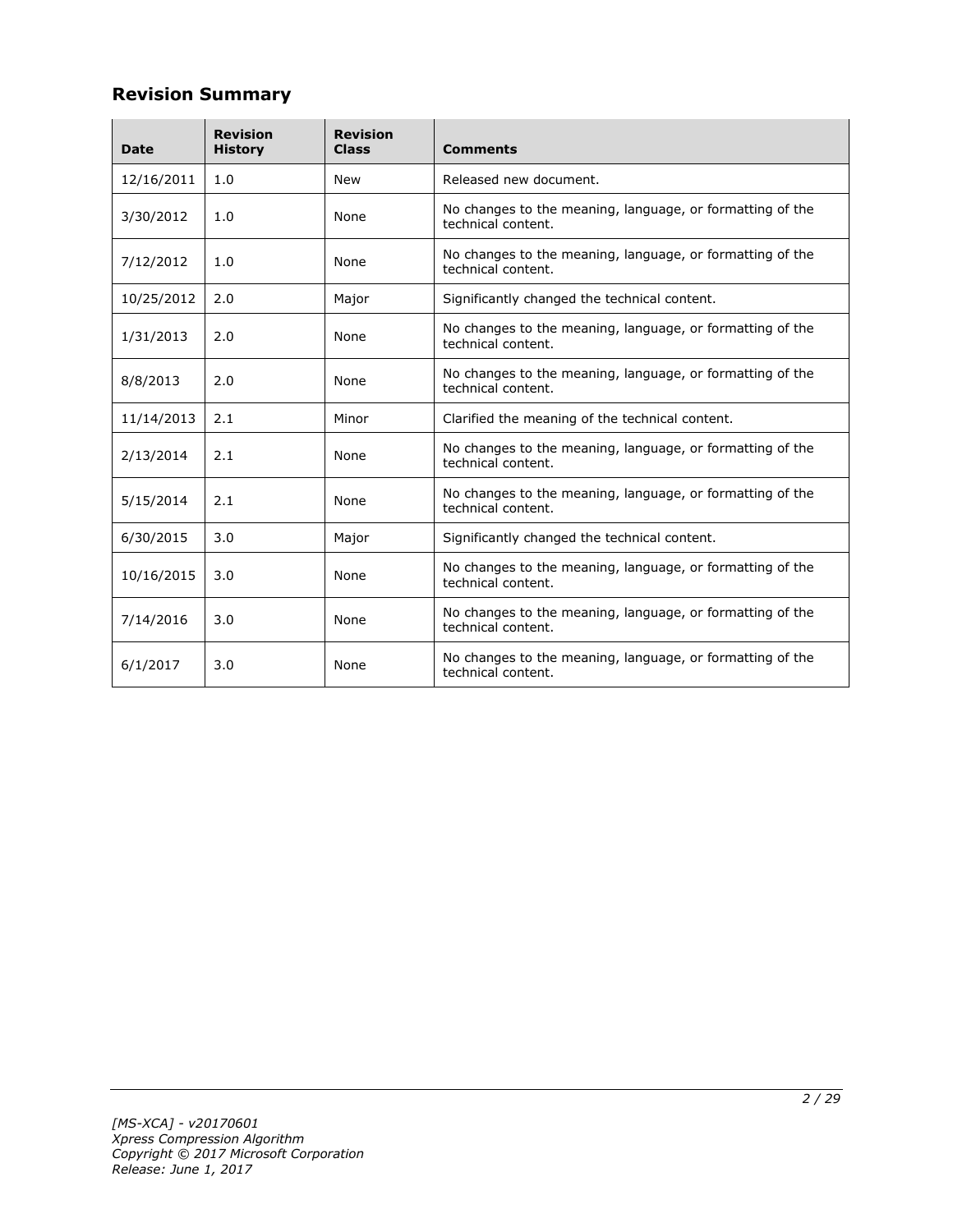## Revision Summary

| Date | Revision History | Revision Class | Comments |
|---|---|---|---|
| 12/16/2011 | 1.0 | New | Released new document. |
| 3/30/2012 | 1.0 | None | No changes to the meaning, language, or formatting of the technical content. |
| 7/12/2012 | 1.0 | None | No changes to the meaning, language, or formatting of the technical content. |
| 10/25/2012 | 2.0 | Major | Significantly changed the technical content. |
| 1/31/2013 | 2.0 | None | No changes to the meaning, language, or formatting of the technical content. |
| 8/8/2013 | 2.0 | None | No changes to the meaning, language, or formatting of the technical content. |
| 11/14/2013 | 2.1 | Minor | Clarified the meaning of the technical content. |
| 2/13/2014 | 2.1 | None | No changes to the meaning, language, or formatting of the technical content. |
| 5/15/2014 | 2.1 | None | No changes to the meaning, language, or formatting of the technical content. |
| 6/30/2015 | 3.0 | Major | Significantly changed the technical content. |
| 10/16/2015 | 3.0 | None | No changes to the meaning, language, or formatting of the technical content. |
| 7/14/2016 | 3.0 | None | No changes to the meaning, language, or formatting of the technical content. |
| 6/1/2017 | 3.0 | None | No changes to the meaning, language, or formatting of the technical content. |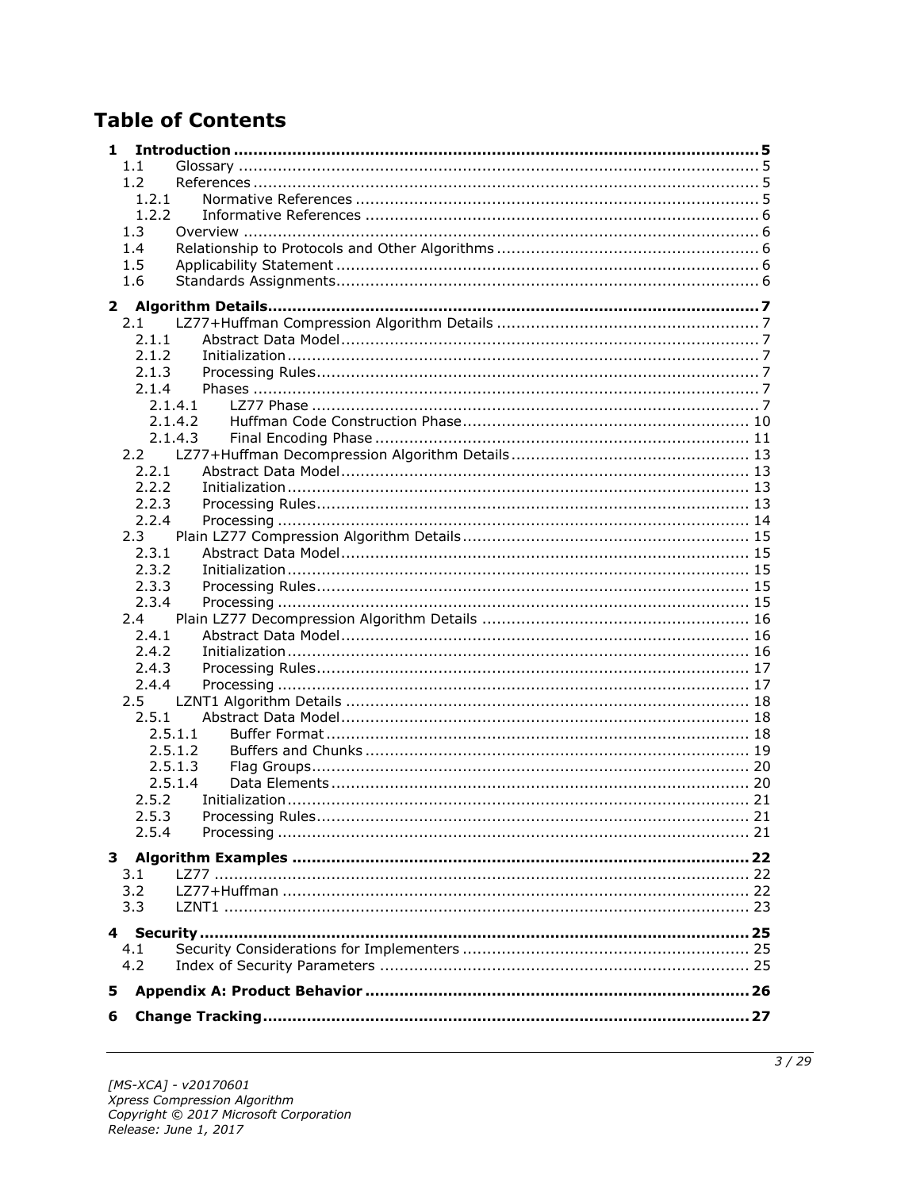# Table of Contents

- **1 Introduction ..... 5**
  - 1.1 Glossary ..... 5
  - 1.2 References ..... 5
    - 1.2.1 Normative References ..... 5
    - 1.2.2 Informative References ..... 6
  - 1.3 Overview ..... 6
  - 1.4 Relationship to Protocols and Other Algorithms ..... 6
  - 1.5 Applicability Statement ..... 6
  - 1.6 Standards Assignments ..... 6
- **2 Algorithm Details ..... 7**
  - 2.1 LZ77+Huffman Compression Algorithm Details ..... 7
    - 2.1.1 Abstract Data Model ..... 7
    - 2.1.2 Initialization ..... 7
    - 2.1.3 Processing Rules ..... 7
    - 2.1.4 Phases ..... 7
      - 2.1.4.1 LZ77 Phase ..... 7
      - 2.1.4.2 Huffman Code Construction Phase ..... 10
      - 2.1.4.3 Final Encoding Phase ..... 11
  - 2.2 LZ77+Huffman Decompression Algorithm Details ..... 13
    - 2.2.1 Abstract Data Model ..... 13
    - 2.2.2 Initialization ..... 13
    - 2.2.3 Processing Rules ..... 13
    - 2.2.4 Processing ..... 14
  - 2.3 Plain LZ77 Compression Algorithm Details ..... 15
    - 2.3.1 Abstract Data Model ..... 15
    - 2.3.2 Initialization ..... 15
    - 2.3.3 Processing Rules ..... 15
    - 2.3.4 Processing ..... 15
  - 2.4 Plain LZ77 Decompression Algorithm Details ..... 16
    - 2.4.1 Abstract Data Model ..... 16
    - 2.4.2 Initialization ..... 16
    - 2.4.3 Processing Rules ..... 17
    - 2.4.4 Processing ..... 17
  - 2.5 LZNT1 Algorithm Details ..... 18
    - 2.5.1 Abstract Data Model ..... 18
      - 2.5.1.1 Buffer Format ..... 18
      - 2.5.1.2 Buffers and Chunks ..... 19
      - 2.5.1.3 Flag Groups ..... 20
      - 2.5.1.4 Data Elements ..... 20
    - 2.5.2 Initialization ..... 21
    - 2.5.3 Processing Rules ..... 21
    - 2.5.4 Processing ..... 21
- **3 Algorithm Examples ..... 22**
  - 3.1 LZ77 ..... 22
  - 3.2 LZ77+Huffman ..... 22
  - 3.3 LZNT1 ..... 23
- **4 Security ..... 25**
  - 4.1 Security Considerations for Implementers ..... 25
  - 4.2 Index of Security Parameters ..... 25
- **5 Appendix A: Product Behavior ..... 26**
- **6 Change Tracking ..... 27**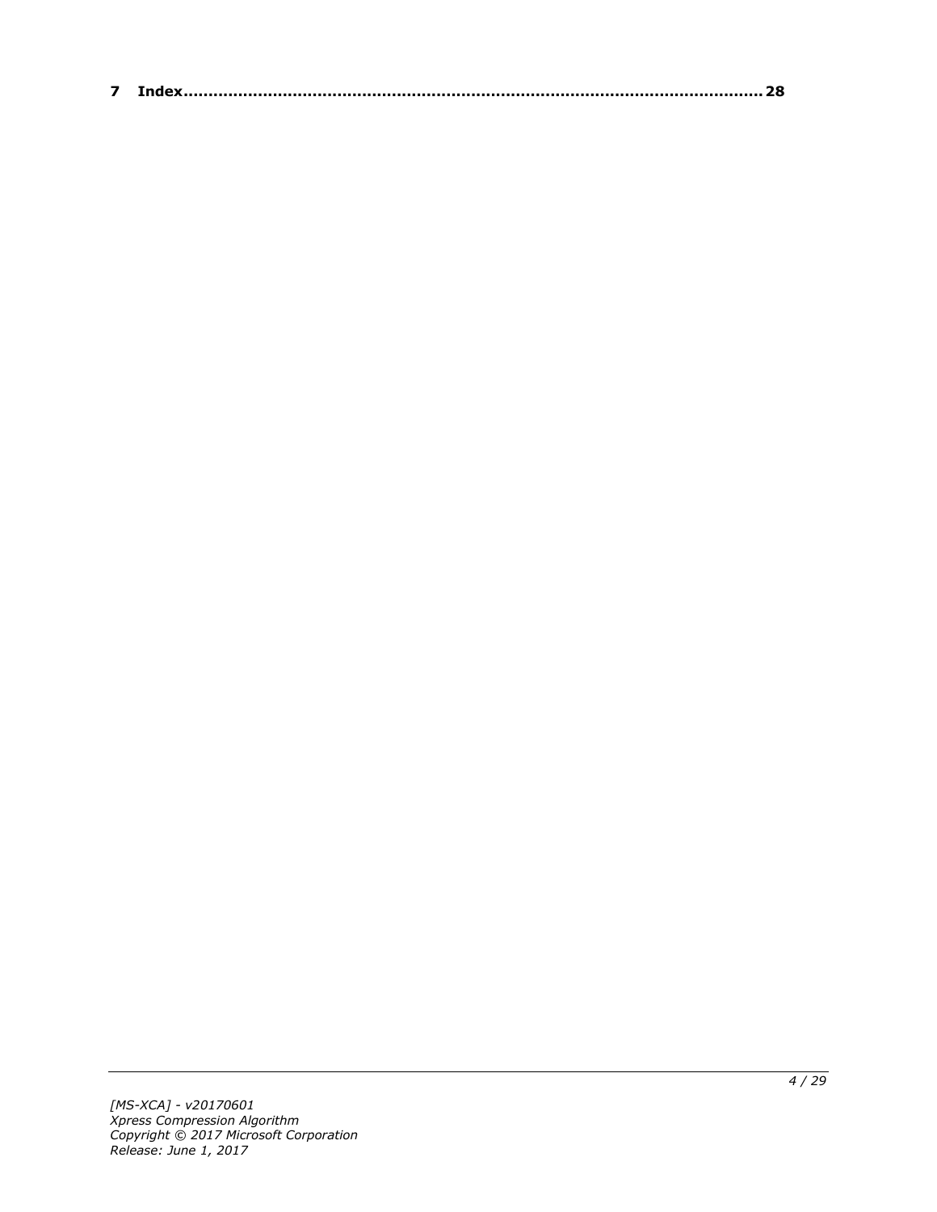**7 Index................................................................................................................ 28**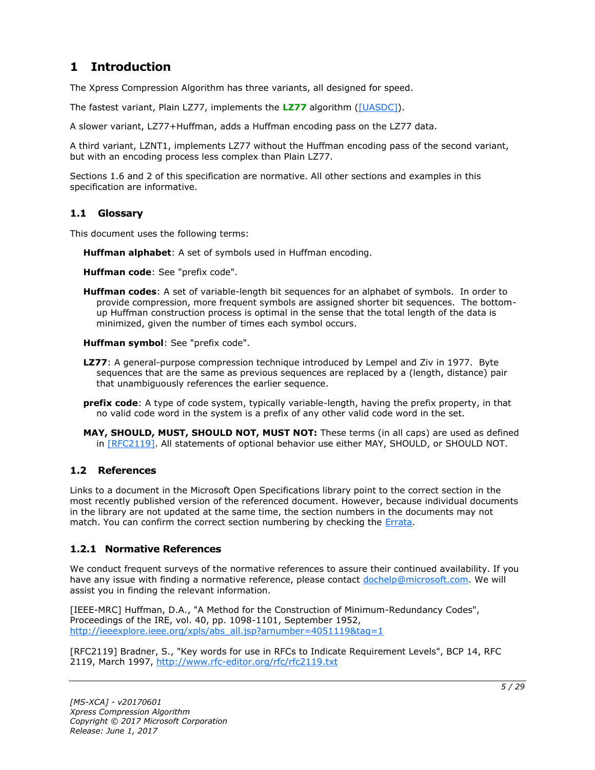# 1 Introduction

The Xpress Compression Algorithm has three variants, all designed for speed.

The fastest variant, Plain LZ77, implements the **LZ77** algorithm ([UASDC]).

A slower variant, LZ77+Huffman, adds a Huffman encoding pass on the LZ77 data.

A third variant, LZNT1, implements LZ77 without the Huffman encoding pass of the second variant, but with an encoding process less complex than Plain LZ77.

Sections 1.6 and 2 of this specification are normative. All other sections and examples in this specification are informative.

## 1.1 Glossary

This document uses the following terms:

**Huffman alphabet**: A set of symbols used in Huffman encoding.

**Huffman code**: See "prefix code".

**Huffman codes**: A set of variable-length bit sequences for an alphabet of symbols. In order to provide compression, more frequent symbols are assigned shorter bit sequences. The bottom-up Huffman construction process is optimal in the sense that the total length of the data is minimized, given the number of times each symbol occurs.

**Huffman symbol**: See "prefix code".

**LZ77**: A general-purpose compression technique introduced by Lempel and Ziv in 1977. Byte sequences that are the same as previous sequences are replaced by a (length, distance) pair that unambiguously references the earlier sequence.

**prefix code**: A type of code system, typically variable-length, having the prefix property, in that no valid code word in the system is a prefix of any other valid code word in the set.

**MAY, SHOULD, MUST, SHOULD NOT, MUST NOT:** These terms (in all caps) are used as defined in [RFC2119]. All statements of optional behavior use either MAY, SHOULD, or SHOULD NOT.

## 1.2 References

Links to a document in the Microsoft Open Specifications library point to the correct section in the most recently published version of the referenced document. However, because individual documents in the library are not updated at the same time, the section numbers in the documents may not match. You can confirm the correct section numbering by checking the Errata.

### 1.2.1 Normative References

We conduct frequent surveys of the normative references to assure their continued availability. If you have any issue with finding a normative reference, please contact dochelp@microsoft.com. We will assist you in finding the relevant information.

[IEEE-MRC] Huffman, D.A., "A Method for the Construction of Minimum-Redundancy Codes", Proceedings of the IRE, vol. 40, pp. 1098-1101, September 1952, http://ieeexplore.ieee.org/xpls/abs_all.jsp?arnumber=4051119&tag=1

[RFC2119] Bradner, S., "Key words for use in RFCs to Indicate Requirement Levels", BCP 14, RFC 2119, March 1997, http://www.rfc-editor.org/rfc/rfc2119.txt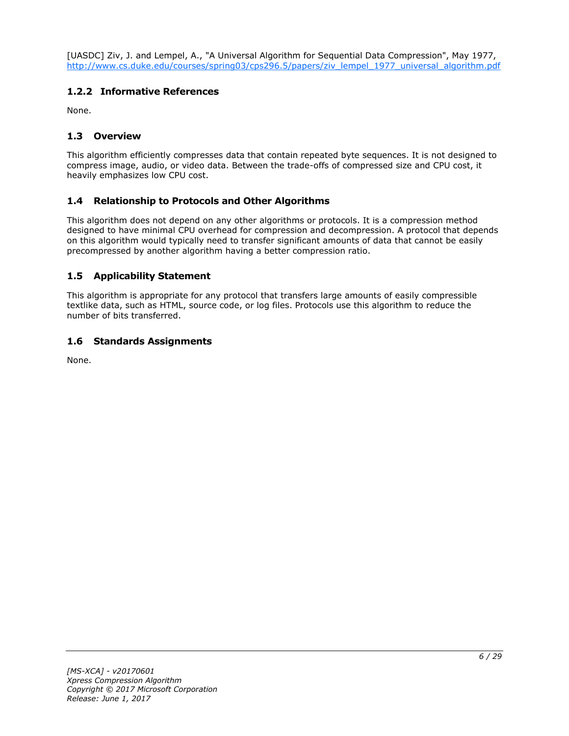[UASDC] Ziv, J. and Lempel, A., "A Universal Algorithm for Sequential Data Compression", May 1977, http://www.cs.duke.edu/courses/spring03/cps296.5/papers/ziv_lempel_1977_universal_algorithm.pdf

### 1.2.2 Informative References

None.

## 1.3 Overview

This algorithm efficiently compresses data that contain repeated byte sequences. It is not designed to compress image, audio, or video data. Between the trade-offs of compressed size and CPU cost, it heavily emphasizes low CPU cost.

## 1.4 Relationship to Protocols and Other Algorithms

This algorithm does not depend on any other algorithms or protocols. It is a compression method designed to have minimal CPU overhead for compression and decompression. A protocol that depends on this algorithm would typically need to transfer significant amounts of data that cannot be easily precompressed by another algorithm having a better compression ratio.

## 1.5 Applicability Statement

This algorithm is appropriate for any protocol that transfers large amounts of easily compressible textlike data, such as HTML, source code, or log files. Protocols use this algorithm to reduce the number of bits transferred.

## 1.6 Standards Assignments

None.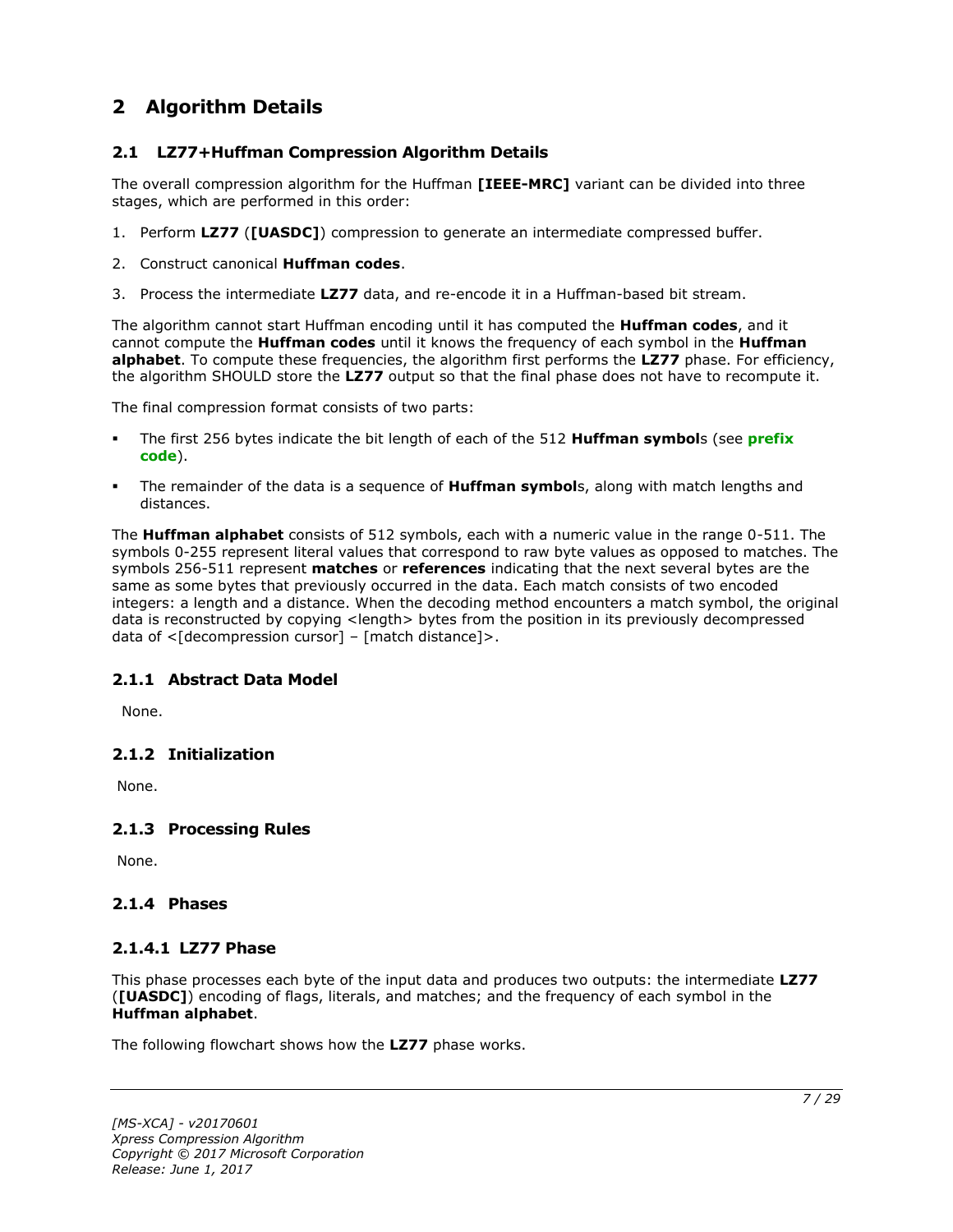# 2 Algorithm Details

## 2.1 LZ77+Huffman Compression Algorithm Details

The overall compression algorithm for the Huffman **[IEEE-MRC]** variant can be divided into three stages, which are performed in this order:

1. Perform **LZ77** (**[UASDC]**) compression to generate an intermediate compressed buffer.
2. Construct canonical **Huffman codes**.
3. Process the intermediate **LZ77** data, and re-encode it in a Huffman-based bit stream.

The algorithm cannot start Huffman encoding until it has computed the **Huffman codes**, and it cannot compute the **Huffman codes** until it knows the frequency of each symbol in the **Huffman alphabet**. To compute these frequencies, the algorithm first performs the **LZ77** phase. For efficiency, the algorithm SHOULD store the **LZ77** output so that the final phase does not have to recompute it.

The final compression format consists of two parts:

- The first 256 bytes indicate the bit length of each of the 512 **Huffman symbol**s (see **prefix code**).
- The remainder of the data is a sequence of **Huffman symbol**s, along with match lengths and distances.

The **Huffman alphabet** consists of 512 symbols, each with a numeric value in the range 0-511. The symbols 0-255 represent literal values that correspond to raw byte values as opposed to matches. The symbols 256-511 represent **matches** or **references** indicating that the next several bytes are the same as some bytes that previously occurred in the data. Each match consists of two encoded integers: a length and a distance. When the decoding method encounters a match symbol, the original data is reconstructed by copying <length> bytes from the position in its previously decompressed data of <[decompression cursor] – [match distance]>.

### 2.1.1 Abstract Data Model

None.

### 2.1.2 Initialization

None.

### 2.1.3 Processing Rules

None.

### 2.1.4 Phases

#### 2.1.4.1 LZ77 Phase

This phase processes each byte of the input data and produces two outputs: the intermediate **LZ77** (**[UASDC]**) encoding of flags, literals, and matches; and the frequency of each symbol in the **Huffman alphabet**.

The following flowchart shows how the **LZ77** phase works.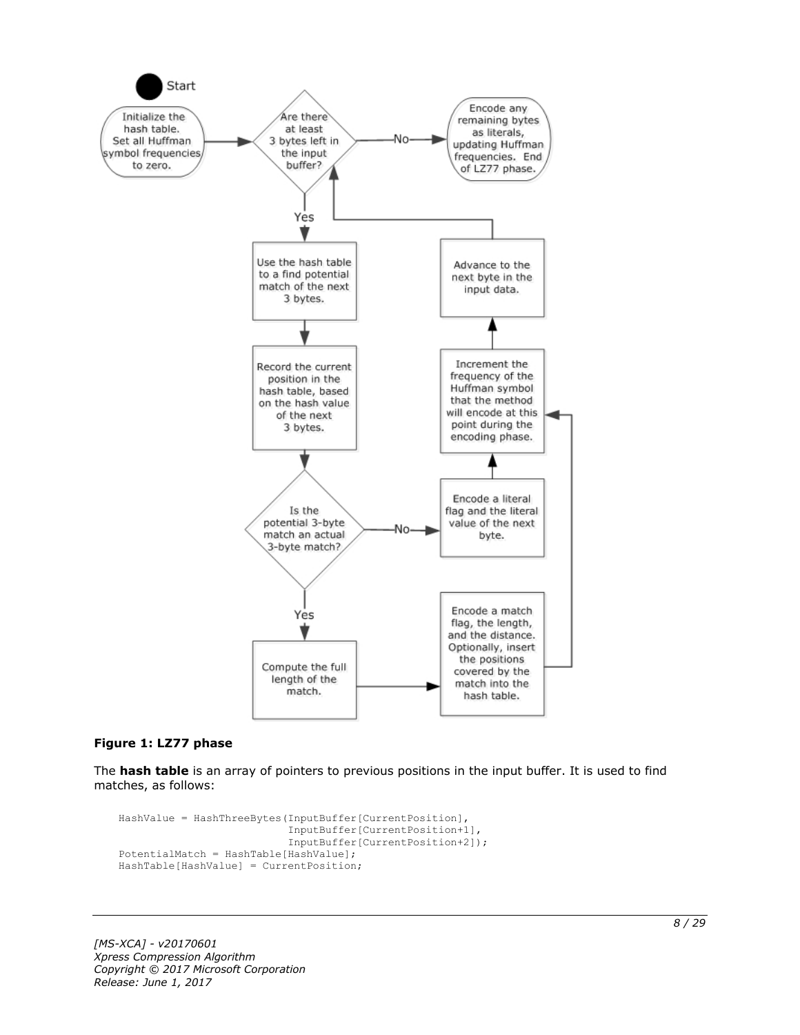Figure 1: LZ77 phase

The **hash table** is an array of pointers to previous positions in the input buffer. It is used to find matches, as follows:

```
HashValue = HashThreeBytes(InputBuffer[CurrentPosition],
                           InputBuffer[CurrentPosition+1],
                           InputBuffer[CurrentPosition+2]);
PotentialMatch = HashTable[HashValue];
HashTable[HashValue] = CurrentPosition;
```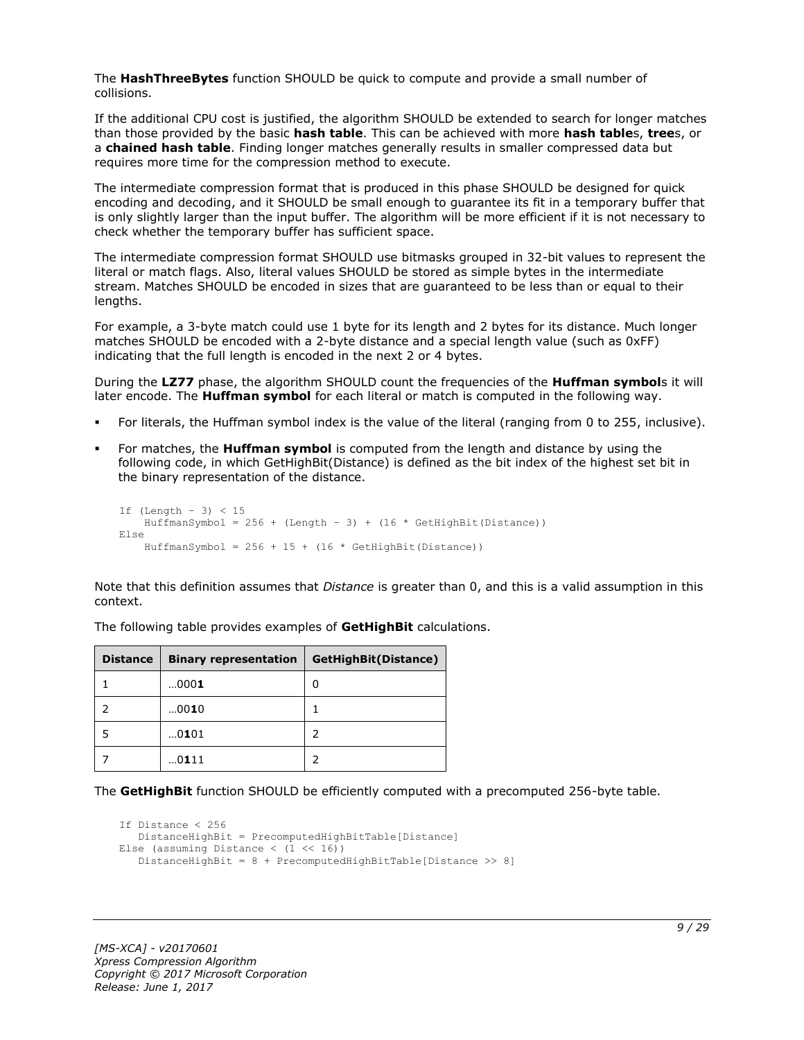The **HashThreeBytes** function SHOULD be quick to compute and provide a small number of collisions.

If the additional CPU cost is justified, the algorithm SHOULD be extended to search for longer matches than those provided by the basic **hash table**. This can be achieved with more **hash table**s, **tree**s, or a **chained hash table**. Finding longer matches generally results in smaller compressed data but requires more time for the compression method to execute.

The intermediate compression format that is produced in this phase SHOULD be designed for quick encoding and decoding, and it SHOULD be small enough to guarantee its fit in a temporary buffer that is only slightly larger than the input buffer. The algorithm will be more efficient if it is not necessary to check whether the temporary buffer has sufficient space.

The intermediate compression format SHOULD use bitmasks grouped in 32-bit values to represent the literal or match flags. Also, literal values SHOULD be stored as simple bytes in the intermediate stream. Matches SHOULD be encoded in sizes that are guaranteed to be less than or equal to their lengths.

For example, a 3-byte match could use 1 byte for its length and 2 bytes for its distance. Much longer matches SHOULD be encoded with a 2-byte distance and a special length value (such as 0xFF) indicating that the full length is encoded in the next 2 or 4 bytes.

During the **LZ77** phase, the algorithm SHOULD count the frequencies of the **Huffman symbol**s it will later encode. The **Huffman symbol** for each literal or match is computed in the following way.

- For literals, the Huffman symbol index is the value of the literal (ranging from 0 to 255, inclusive).
- For matches, the **Huffman symbol** is computed from the length and distance by using the following code, in which GetHighBit(Distance) is defined as the bit index of the highest set bit in the binary representation of the distance.

```
If (Length - 3) < 15
    HuffmanSymbol = 256 + (Length - 3) + (16 * GetHighBit(Distance))
Else
    HuffmanSymbol = 256 + 15 + (16 * GetHighBit(Distance))
```

Note that this definition assumes that *Distance* is greater than 0, and this is a valid assumption in this context.

The following table provides examples of **GetHighBit** calculations.

| Distance | Binary representation | GetHighBit(Distance) |
|---|---|---|
| 1 | …000**1** | 0 |
| 2 | …00**1**0 | 1 |
| 5 | …0**1**01 | 2 |
| 7 | …0**1**11 | 2 |

The **GetHighBit** function SHOULD be efficiently computed with a precomputed 256-byte table.

```
If Distance < 256
   DistanceHighBit = PrecomputedHighBitTable[Distance]
Else (assuming Distance < (1 << 16))
   DistanceHighBit = 8 + PrecomputedHighBitTable[Distance >> 8]
```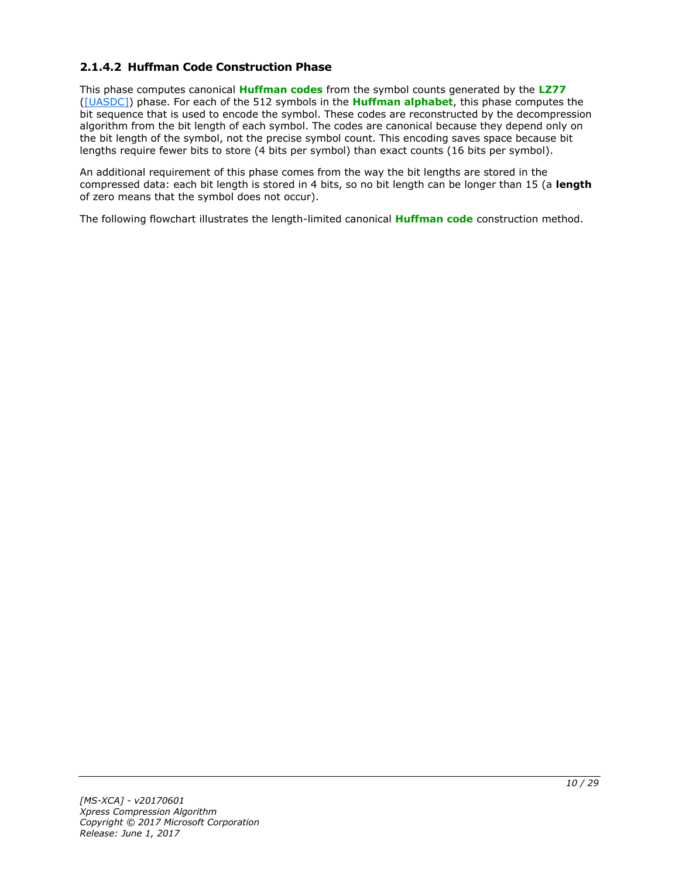### 2.1.4.2 Huffman Code Construction Phase

This phase computes canonical **Huffman codes** from the symbol counts generated by the **LZ77** ([UASDC]) phase. For each of the 512 symbols in the **Huffman alphabet**, this phase computes the bit sequence that is used to encode the symbol. These codes are reconstructed by the decompression algorithm from the bit length of each symbol. The codes are canonical because they depend only on the bit length of the symbol, not the precise symbol count. This encoding saves space because bit lengths require fewer bits to store (4 bits per symbol) than exact counts (16 bits per symbol).

An additional requirement of this phase comes from the way the bit lengths are stored in the compressed data: each bit length is stored in 4 bits, so no bit length can be longer than 15 (a **length** of zero means that the symbol does not occur).

The following flowchart illustrates the length-limited canonical **Huffman code** construction method.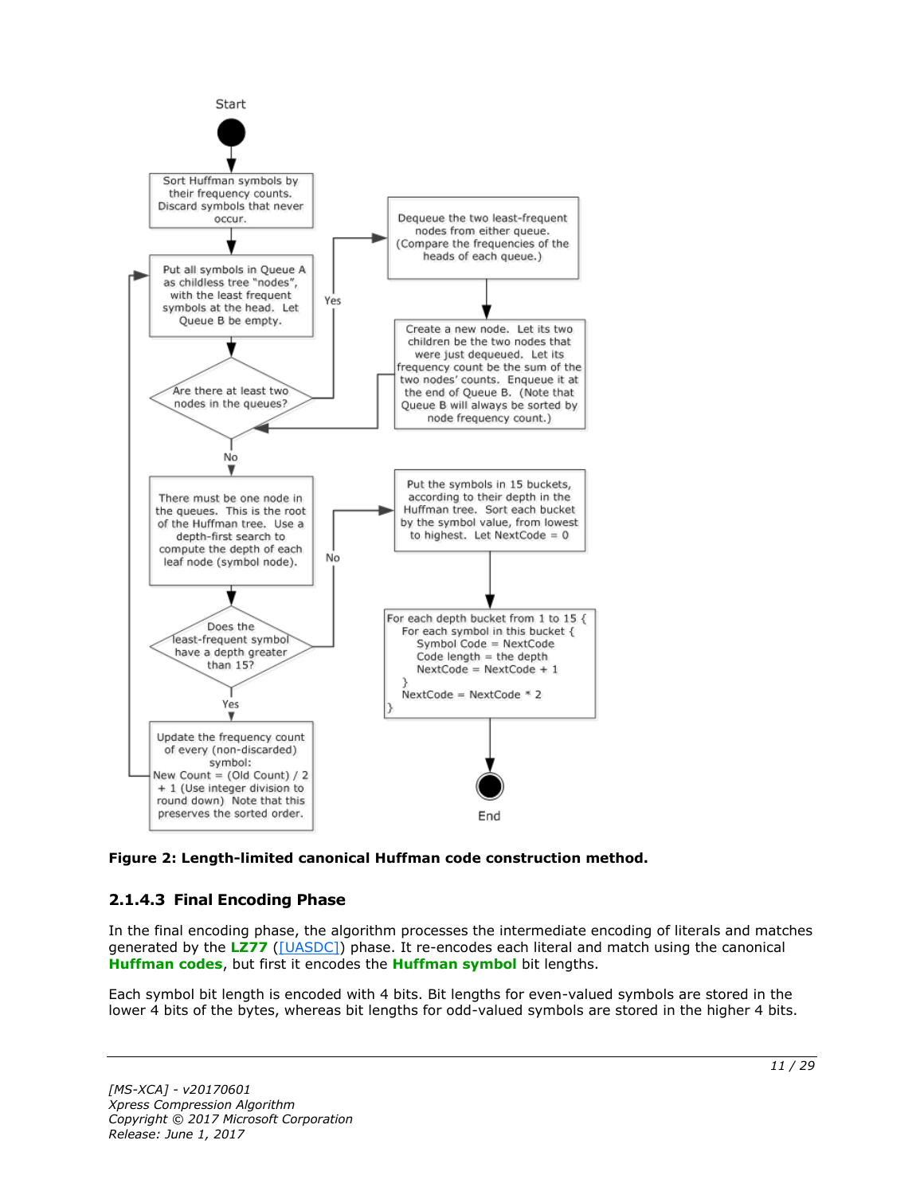Start

Sort Huffman symbols by their frequency counts. Discard symbols that never occur.

Put all symbols in Queue A as childless tree "nodes", with the least frequent symbols at the head. Let Queue B be empty.

Are there at least two nodes in the queues?

Yes

Dequeue the two least-frequent nodes from either queue. (Compare the frequencies of the heads of each queue.)

Create a new node. Let its two children be the two nodes that were just dequeued. Let its frequency count be the sum of the two nodes' counts. Enqueue it at the end of Queue B. (Note that Queue B will always be sorted by node frequency count.)

No

There must be one node in the queues. This is the root of the Huffman tree. Use a depth-first search to compute the depth of each leaf node (symbol node).

Does the least-frequent symbol have a depth greater than 15?

Yes

Update the frequency count of every (non-discarded) symbol: New Count = (Old Count) / 2 + 1 (Use integer division to round down) Note that this preserves the sorted order.

No

Put the symbols in 15 buckets, according to their depth in the Huffman tree. Sort each bucket by the symbol value, from lowest to highest. Let NextCode = 0

```
For each depth bucket from 1 to 15 {
  For each symbol in this bucket {
    Symbol Code = NextCode
    Code length = the depth
    NextCode = NextCode + 1
  }
  NextCode = NextCode * 2
}
```

End

**Figure 2: Length-limited canonical Huffman code construction method.**

### 2.1.4.3 Final Encoding Phase

In the final encoding phase, the algorithm processes the intermediate encoding of literals and matches generated by the **LZ77** ([UASDC]) phase. It re-encodes each literal and match using the canonical **Huffman codes**, but first it encodes the **Huffman symbol** bit lengths.

Each symbol bit length is encoded with 4 bits. Bit lengths for even-valued symbols are stored in the lower 4 bits of the bytes, whereas bit lengths for odd-valued symbols are stored in the higher 4 bits.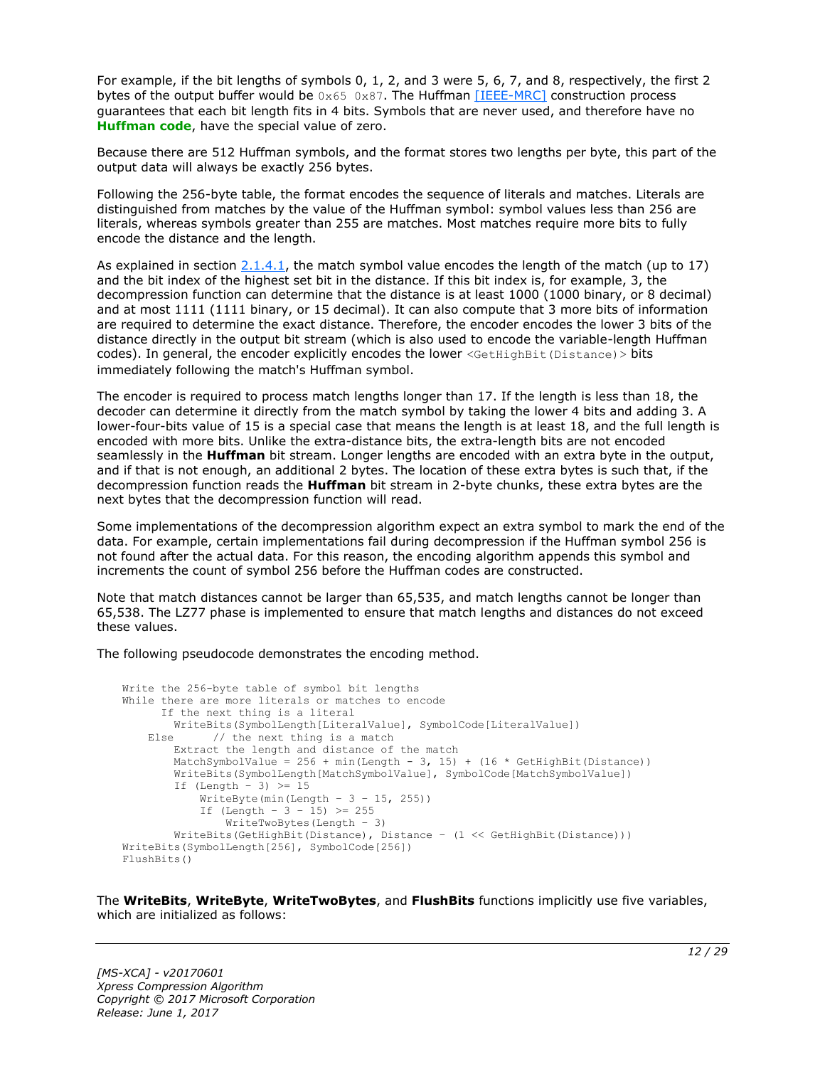For example, if the bit lengths of symbols 0, 1, 2, and 3 were 5, 6, 7, and 8, respectively, the first 2 bytes of the output buffer would be `0x65 0x87`. The Huffman [IEEE-MRC] construction process guarantees that each bit length fits in 4 bits. Symbols that are never used, and therefore have no **Huffman code**, have the special value of zero.

Because there are 512 Huffman symbols, and the format stores two lengths per byte, this part of the output data will always be exactly 256 bytes.

Following the 256-byte table, the format encodes the sequence of literals and matches. Literals are distinguished from matches by the value of the Huffman symbol: symbol values less than 256 are literals, whereas symbols greater than 255 are matches. Most matches require more bits to fully encode the distance and the length.

As explained in section 2.1.4.1, the match symbol value encodes the length of the match (up to 17) and the bit index of the highest set bit in the distance. If this bit index is, for example, 3, the decompression function can determine that the distance is at least 1000 (1000 binary, or 8 decimal) and at most 1111 (1111 binary, or 15 decimal). It can also compute that 3 more bits of information are required to determine the exact distance. Therefore, the encoder encodes the lower 3 bits of the distance directly in the output bit stream (which is also used to encode the variable-length Huffman codes). In general, the encoder explicitly encodes the lower `<GetHighBit(Distance)>` bits immediately following the match's Huffman symbol.

The encoder is required to process match lengths longer than 17. If the length is less than 18, the decoder can determine it directly from the match symbol by taking the lower 4 bits and adding 3. A lower-four-bits value of 15 is a special case that means the length is at least 18, and the full length is encoded with more bits. Unlike the extra-distance bits, the extra-length bits are not encoded seamlessly in the **Huffman** bit stream. Longer lengths are encoded with an extra byte in the output, and if that is not enough, an additional 2 bytes. The location of these extra bytes is such that, if the decompression function reads the **Huffman** bit stream in 2-byte chunks, these extra bytes are the next bytes that the decompression function will read.

Some implementations of the decompression algorithm expect an extra symbol to mark the end of the data. For example, certain implementations fail during decompression if the Huffman symbol 256 is not found after the actual data. For this reason, the encoding algorithm appends this symbol and increments the count of symbol 256 before the Huffman codes are constructed.

Note that match distances cannot be larger than 65,535, and match lengths cannot be longer than 65,538. The LZ77 phase is implemented to ensure that match lengths and distances do not exceed these values.

The following pseudocode demonstrates the encoding method.

```
Write the 256-byte table of symbol bit lengths
While there are more literals or matches to encode
      If the next thing is a literal
        WriteBits(SymbolLength[LiteralValue], SymbolCode[LiteralValue])
    Else      // the next thing is a match
        Extract the length and distance of the match
        MatchSymbolValue = 256 + min(Length - 3, 15) + (16 * GetHighBit(Distance))
        WriteBits(SymbolLength[MatchSymbolValue], SymbolCode[MatchSymbolValue])
        If (Length - 3) >= 15
            WriteByte(min(Length - 3 - 15, 255))
            If (Length - 3 - 15) >= 255
                WriteTwoBytes(Length - 3)
        WriteBits(GetHighBit(Distance), Distance - (1 << GetHighBit(Distance)))
WriteBits(SymbolLength[256], SymbolCode[256])
FlushBits()
```

The **WriteBits**, **WriteByte**, **WriteTwoBytes**, and **FlushBits** functions implicitly use five variables, which are initialized as follows: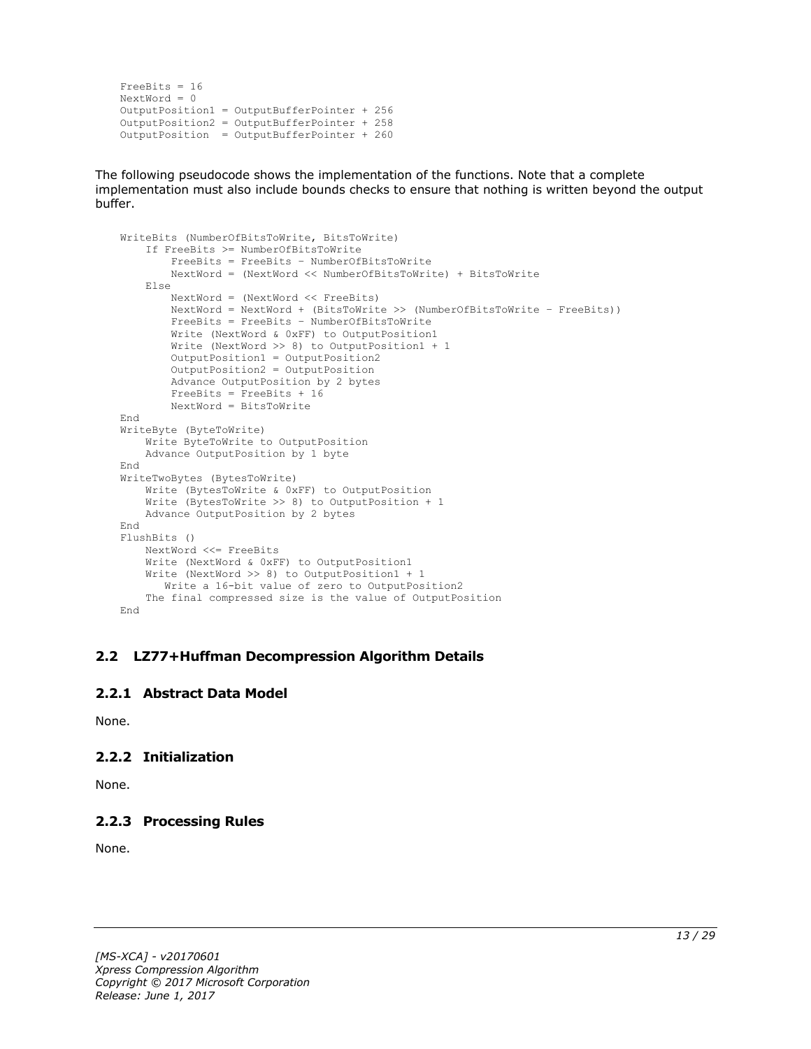```
FreeBits = 16
NextWord = 0
OutputPosition1 = OutputBufferPointer + 256
OutputPosition2 = OutputBufferPointer + 258
OutputPosition  = OutputBufferPointer + 260
```

The following pseudocode shows the implementation of the functions. Note that a complete implementation must also include bounds checks to ensure that nothing is written beyond the output buffer.

```
WriteBits (NumberOfBitsToWrite, BitsToWrite)
    If FreeBits >= NumberOfBitsToWrite
        FreeBits = FreeBits – NumberOfBitsToWrite
        NextWord = (NextWord << NumberOfBitsToWrite) + BitsToWrite
    Else
        NextWord = (NextWord << FreeBits)
        NextWord = NextWord + (BitsToWrite >> (NumberOfBitsToWrite – FreeBits))
        FreeBits = FreeBits – NumberOfBitsToWrite
        Write (NextWord & 0xFF) to OutputPosition1
        Write (NextWord >> 8) to OutputPosition1 + 1
        OutputPosition1 = OutputPosition2
        OutputPosition2 = OutputPosition
        Advance OutputPosition by 2 bytes
        FreeBits = FreeBits + 16
        NextWord = BitsToWrite
End
WriteByte (ByteToWrite)
    Write ByteToWrite to OutputPosition
    Advance OutputPosition by 1 byte
End
WriteTwoBytes (BytesToWrite)
    Write (BytesToWrite & 0xFF) to OutputPosition
    Write (BytesToWrite >> 8) to OutputPosition + 1
    Advance OutputPosition by 2 bytes
End
FlushBits ()
    NextWord <<= FreeBits
    Write (NextWord & 0xFF) to OutputPosition1
    Write (NextWord >> 8) to OutputPosition1 + 1
       Write a 16-bit value of zero to OutputPosition2
    The final compressed size is the value of OutputPosition
End
```

## 2.2 LZ77+Huffman Decompression Algorithm Details

### 2.2.1 Abstract Data Model

None.

### 2.2.2 Initialization

None.

### 2.2.3 Processing Rules

None.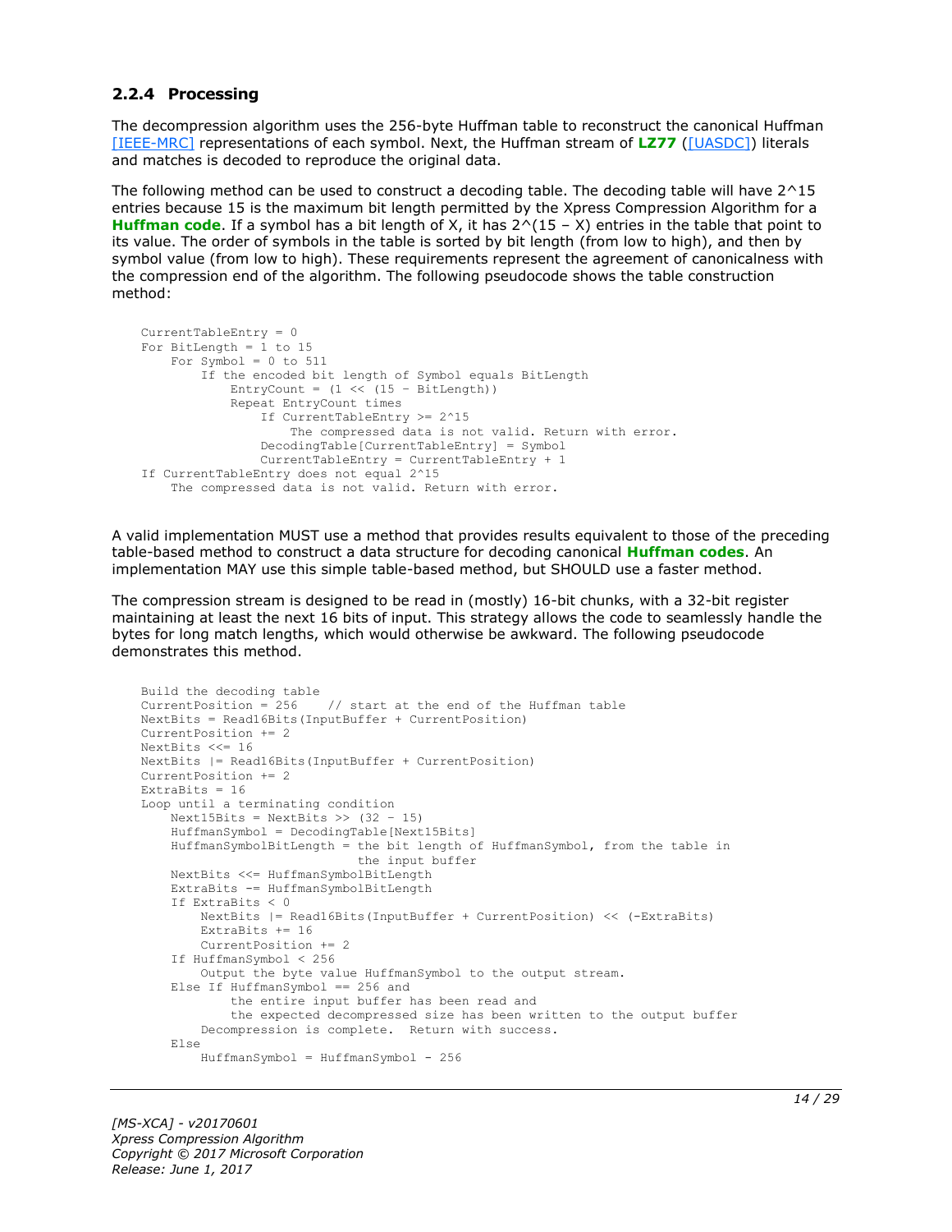### 2.2.4 Processing

The decompression algorithm uses the 256-byte Huffman table to reconstruct the canonical Huffman [IEEE-MRC] representations of each symbol. Next, the Huffman stream of **LZ77** ([UASDC]) literals and matches is decoded to reproduce the original data.

The following method can be used to construct a decoding table. The decoding table will have 2^15 entries because 15 is the maximum bit length permitted by the Xpress Compression Algorithm for a **Huffman code**. If a symbol has a bit length of X, it has 2^(15 – X) entries in the table that point to its value. The order of symbols in the table is sorted by bit length (from low to high), and then by symbol value (from low to high). These requirements represent the agreement of canonicalness with the compression end of the algorithm. The following pseudocode shows the table construction method:

```
CurrentTableEntry = 0
For BitLength = 1 to 15
    For Symbol = 0 to 511
        If the encoded bit length of Symbol equals BitLength
            EntryCount = (1 << (15 – BitLength))
            Repeat EntryCount times
                If CurrentTableEntry >= 2^15
                    The compressed data is not valid. Return with error.
                DecodingTable[CurrentTableEntry] = Symbol
                CurrentTableEntry = CurrentTableEntry + 1
If CurrentTableEntry does not equal 2^15
    The compressed data is not valid. Return with error.
```

A valid implementation MUST use a method that provides results equivalent to those of the preceding table-based method to construct a data structure for decoding canonical **Huffman codes**. An implementation MAY use this simple table-based method, but SHOULD use a faster method.

The compression stream is designed to be read in (mostly) 16-bit chunks, with a 32-bit register maintaining at least the next 16 bits of input. This strategy allows the code to seamlessly handle the bytes for long match lengths, which would otherwise be awkward. The following pseudocode demonstrates this method.

```
Build the decoding table
CurrentPosition = 256    // start at the end of the Huffman table
NextBits = Read16Bits(InputBuffer + CurrentPosition)
CurrentPosition += 2
NextBits <<= 16
NextBits |= Read16Bits(InputBuffer + CurrentPosition)
CurrentPosition += 2
ExtraBits = 16
Loop until a terminating condition
    Next15Bits = NextBits >> (32 – 15)
    HuffmanSymbol = DecodingTable[Next15Bits]
    HuffmanSymbolBitLength = the bit length of HuffmanSymbol, from the table in
                             the input buffer
    NextBits <<= HuffmanSymbolBitLength
    ExtraBits -= HuffmanSymbolBitLength
    If ExtraBits < 0
        NextBits |= Read16Bits(InputBuffer + CurrentPosition) << (-ExtraBits)
        ExtraBits += 16
        CurrentPosition += 2
    If HuffmanSymbol < 256
        Output the byte value HuffmanSymbol to the output stream.
    Else If HuffmanSymbol == 256 and
            the entire input buffer has been read and
            the expected decompressed size has been written to the output buffer
        Decompression is complete.  Return with success.
    Else
        HuffmanSymbol = HuffmanSymbol - 256
```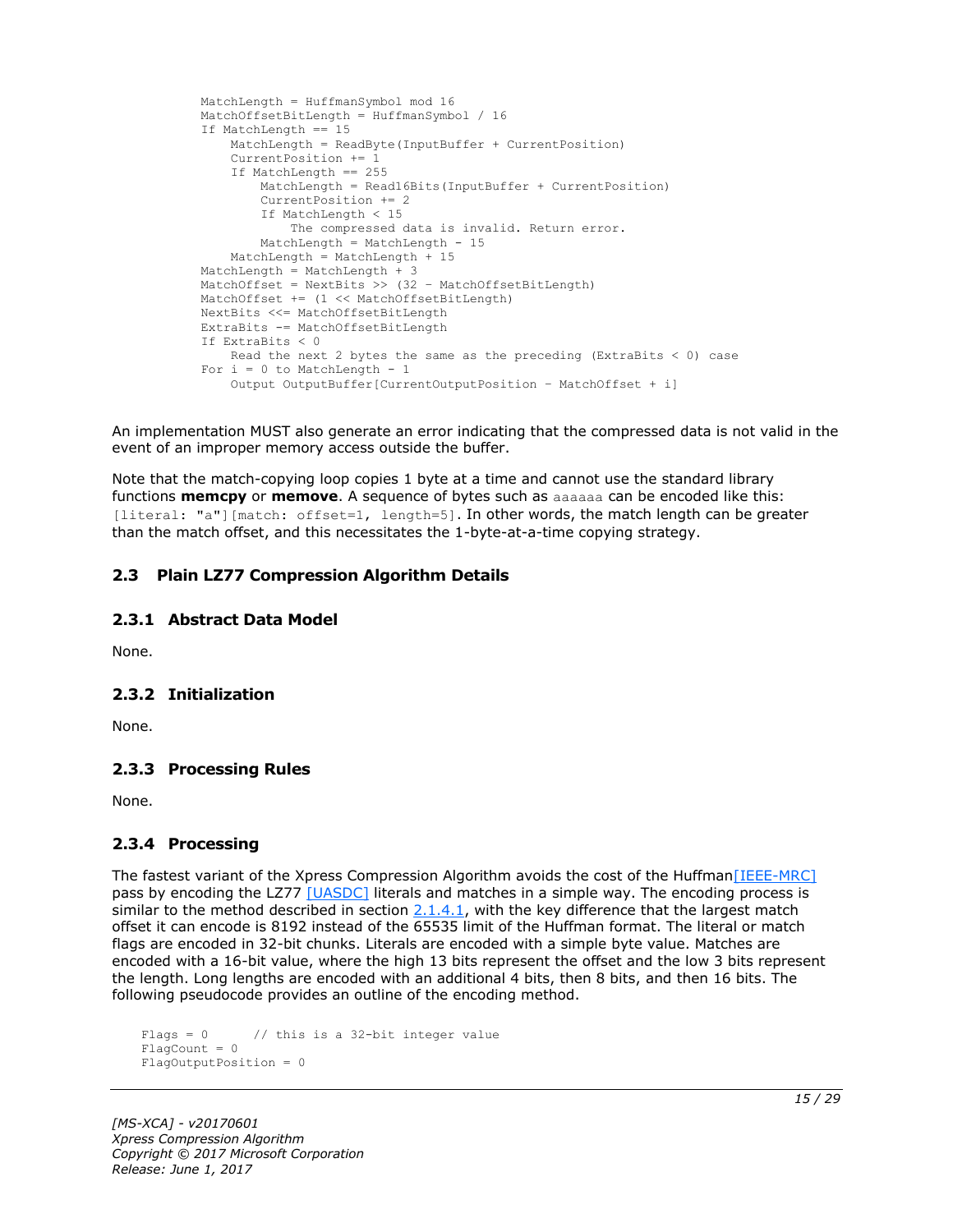```
        MatchLength = HuffmanSymbol mod 16
        MatchOffsetBitLength = HuffmanSymbol / 16
        If MatchLength == 15
            MatchLength = ReadByte(InputBuffer + CurrentPosition)
            CurrentPosition += 1
            If MatchLength == 255
                MatchLength = Read16Bits(InputBuffer + CurrentPosition)
                CurrentPosition += 2
                If MatchLength < 15
                    The compressed data is invalid. Return error.
                MatchLength = MatchLength - 15
            MatchLength = MatchLength + 15
        MatchLength = MatchLength + 3
        MatchOffset = NextBits >> (32 – MatchOffsetBitLength)
        MatchOffset += (1 << MatchOffsetBitLength)
        NextBits <<= MatchOffsetBitLength
        ExtraBits -= MatchOffsetBitLength
        If ExtraBits < 0
            Read the next 2 bytes the same as the preceding (ExtraBits < 0) case
        For i = 0 to MatchLength - 1
            Output OutputBuffer[CurrentOutputPosition – MatchOffset + i]
```

An implementation MUST also generate an error indicating that the compressed data is not valid in the event of an improper memory access outside the buffer.

Note that the match-copying loop copies 1 byte at a time and cannot use the standard library functions **memcpy** or **memove**. A sequence of bytes such as `aaaaaa` can be encoded like this: `[literal: "a"][match: offset=1, length=5]`. In other words, the match length can be greater than the match offset, and this necessitates the 1-byte-at-a-time copying strategy.

## 2.3 Plain LZ77 Compression Algorithm Details

### 2.3.1 Abstract Data Model

None.

### 2.3.2 Initialization

None.

### 2.3.3 Processing Rules

None.

### 2.3.4 Processing

The fastest variant of the Xpress Compression Algorithm avoids the cost of the Huffman[IEEE-MRC] pass by encoding the LZ77 [UASDC] literals and matches in a simple way. The encoding process is similar to the method described in section 2.1.4.1, with the key difference that the largest match offset it can encode is 8192 instead of the 65535 limit of the Huffman format. The literal or match flags are encoded in 32-bit chunks. Literals are encoded with a simple byte value. Matches are encoded with a 16-bit value, where the high 13 bits represent the offset and the low 3 bits represent the length. Long lengths are encoded with an additional 4 bits, then 8 bits, and then 16 bits. The following pseudocode provides an outline of the encoding method.

```
Flags = 0       // this is a 32-bit integer value
FlagCount = 0
FlagOutputPosition = 0
```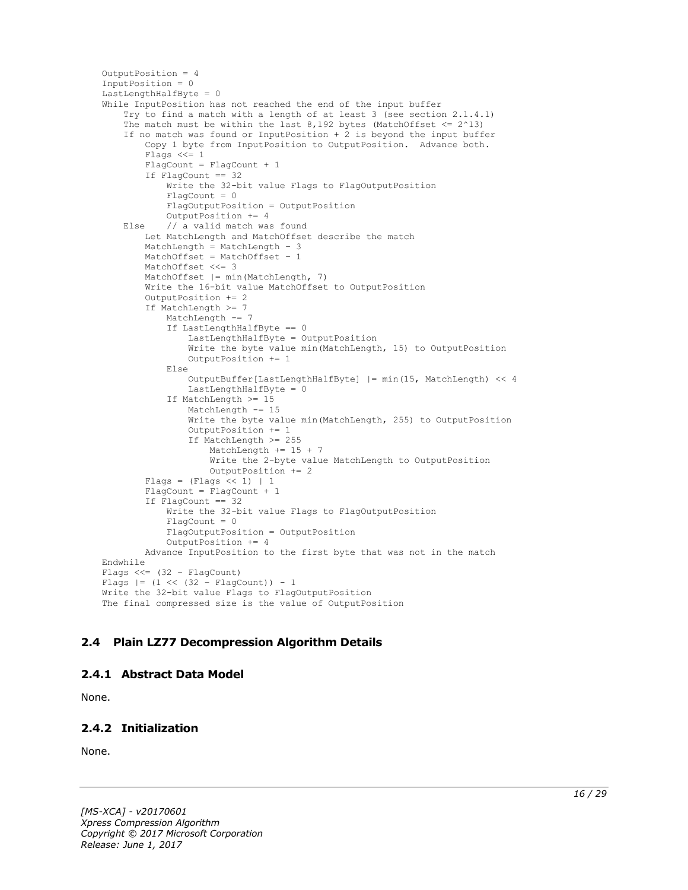```
OutputPosition = 4
InputPosition = 0
LastLengthHalfByte = 0
While InputPosition has not reached the end of the input buffer
    Try to find a match with a length of at least 3 (see section 2.1.4.1)
    The match must be within the last 8,192 bytes (MatchOffset <= 2^13)
    If no match was found or InputPosition + 2 is beyond the input buffer
        Copy 1 byte from InputPosition to OutputPosition.  Advance both.
        Flags <<= 1
        FlagCount = FlagCount + 1
        If FlagCount == 32
            Write the 32-bit value Flags to FlagOutputPosition
            FlagCount = 0
            FlagOutputPosition = OutputPosition
            OutputPosition += 4
    Else    // a valid match was found
        Let MatchLength and MatchOffset describe the match
        MatchLength = MatchLength - 3
        MatchOffset = MatchOffset - 1
        MatchOffset <<= 3
        MatchOffset |= min(MatchLength, 7)
        Write the 16-bit value MatchOffset to OutputPosition
        OutputPosition += 2
        If MatchLength >= 7
            MatchLength -= 7
            If LastLengthHalfByte == 0
                LastLengthHalfByte = OutputPosition
                Write the byte value min(MatchLength, 15) to OutputPosition
                OutputPosition += 1
            Else
                OutputBuffer[LastLengthHalfByte] |= min(15, MatchLength) << 4
                LastLengthHalfByte = 0
            If MatchLength >= 15
                MatchLength -= 15
                Write the byte value min(MatchLength, 255) to OutputPosition
                OutputPosition += 1
                If MatchLength >= 255
                    MatchLength += 15 + 7
                    Write the 2-byte value MatchLength to OutputPosition
                    OutputPosition += 2
        Flags = (Flags << 1) | 1
        FlagCount = FlagCount + 1
        If FlagCount == 32
            Write the 32-bit value Flags to FlagOutputPosition
            FlagCount = 0
            FlagOutputPosition = OutputPosition
            OutputPosition += 4
        Advance InputPosition to the first byte that was not in the match
Endwhile
Flags <<= (32 - FlagCount)
Flags |= (1 << (32 - FlagCount)) - 1
Write the 32-bit value Flags to FlagOutputPosition
The final compressed size is the value of OutputPosition
```

## 2.4 Plain LZ77 Decompression Algorithm Details

### 2.4.1 Abstract Data Model

None.

### 2.4.2 Initialization

None.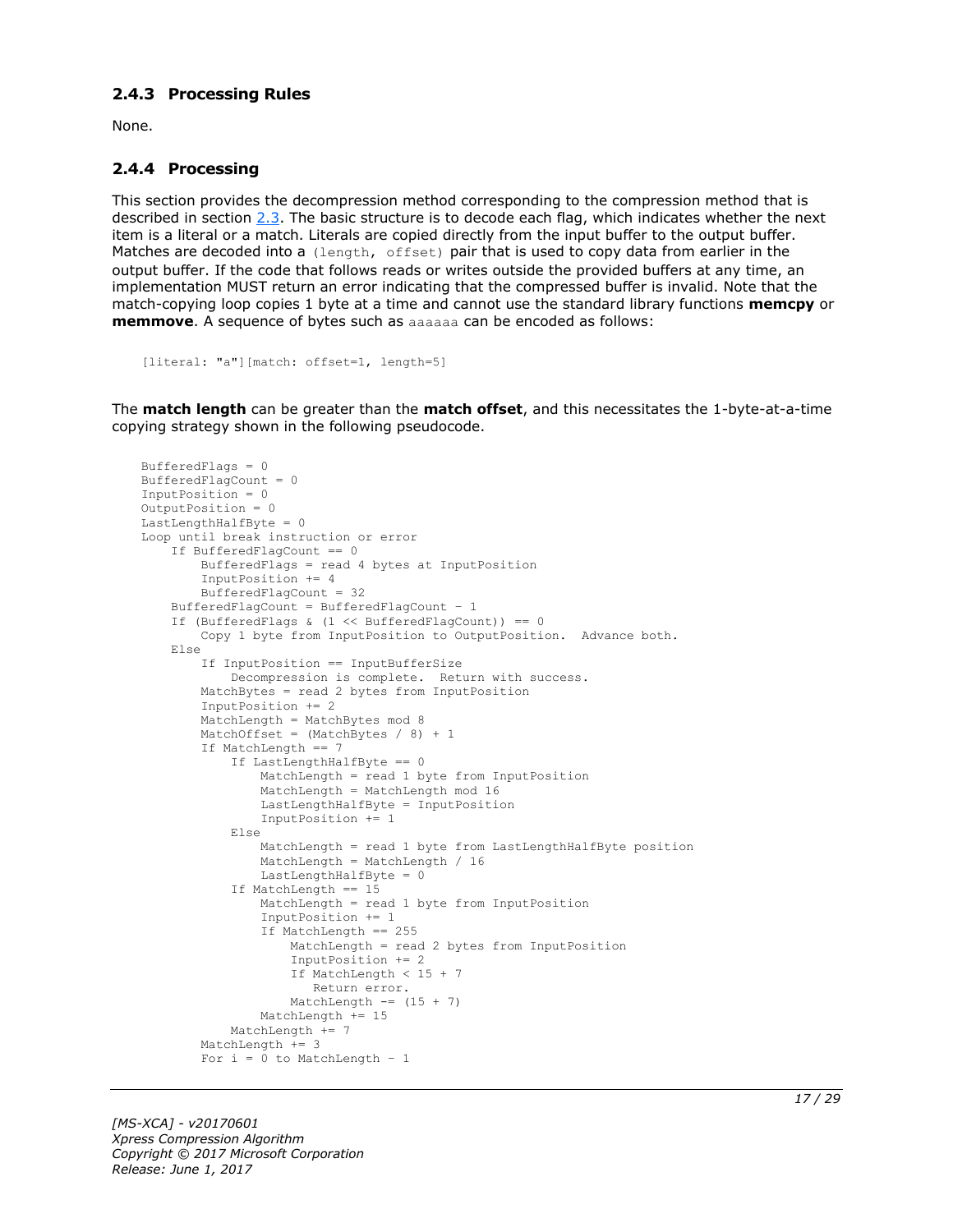### 2.4.3 Processing Rules

None.

### 2.4.4 Processing

This section provides the decompression method corresponding to the compression method that is described in section 2.3. The basic structure is to decode each flag, which indicates whether the next item is a literal or a match. Literals are copied directly from the input buffer to the output buffer. Matches are decoded into a `(length, offset)` pair that is used to copy data from earlier in the output buffer. If the code that follows reads or writes outside the provided buffers at any time, an implementation MUST return an error indicating that the compressed buffer is invalid. Note that the match-copying loop copies 1 byte at a time and cannot use the standard library functions **memcpy** or **memmove**. A sequence of bytes such as `aaaaaa` can be encoded as follows:

```
[literal: "a"][match: offset=1, length=5]
```

The **match length** can be greater than the **match offset**, and this necessitates the 1-byte-at-a-time copying strategy shown in the following pseudocode.

```
BufferedFlags = 0
BufferedFlagCount = 0
InputPosition = 0
OutputPosition = 0
LastLengthHalfByte = 0
Loop until break instruction or error
    If BufferedFlagCount == 0
        BufferedFlags = read 4 bytes at InputPosition
        InputPosition += 4
        BufferedFlagCount = 32
    BufferedFlagCount = BufferedFlagCount - 1
    If (BufferedFlags & (1 << BufferedFlagCount)) == 0
        Copy 1 byte from InputPosition to OutputPosition.  Advance both.
    Else
        If InputPosition == InputBufferSize
            Decompression is complete.  Return with success.
        MatchBytes = read 2 bytes from InputPosition
        InputPosition += 2
        MatchLength = MatchBytes mod 8
        MatchOffset = (MatchBytes / 8) + 1
        If MatchLength == 7
            If LastLengthHalfByte == 0
                MatchLength = read 1 byte from InputPosition
                MatchLength = MatchLength mod 16
                LastLengthHalfByte = InputPosition
                InputPosition += 1
            Else
                MatchLength = read 1 byte from LastLengthHalfByte position
                MatchLength = MatchLength / 16
                LastLengthHalfByte = 0
            If MatchLength == 15
                MatchLength = read 1 byte from InputPosition
                InputPosition += 1
                If MatchLength == 255
                    MatchLength = read 2 bytes from InputPosition
                    InputPosition += 2
                    If MatchLength < 15 + 7
                       Return error.
                    MatchLength -= (15 + 7)
                MatchLength += 15
            MatchLength += 7
        MatchLength += 3
        For i = 0 to MatchLength - 1
```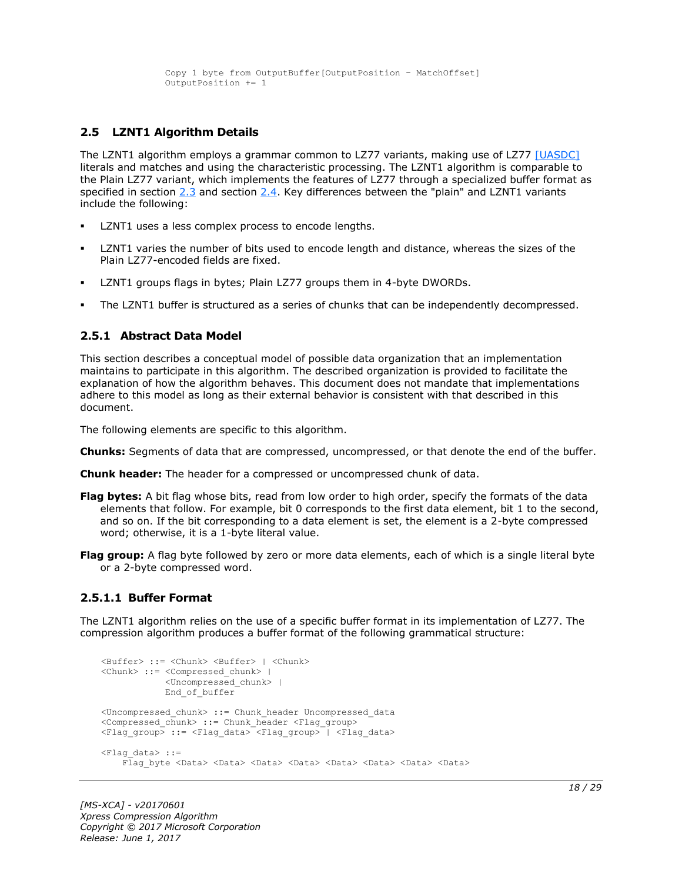```
Copy 1 byte from OutputBuffer[OutputPosition – MatchOffset]
OutputPosition += 1
```

## 2.5 LZNT1 Algorithm Details

The LZNT1 algorithm employs a grammar common to LZ77 variants, making use of LZ77 [UASDC] literals and matches and using the characteristic processing. The LZNT1 algorithm is comparable to the Plain LZ77 variant, which implements the features of LZ77 through a specialized buffer format as specified in section 2.3 and section 2.4. Key differences between the "plain" and LZNT1 variants include the following:

- LZNT1 uses a less complex process to encode lengths.
- LZNT1 varies the number of bits used to encode length and distance, whereas the sizes of the Plain LZ77-encoded fields are fixed.
- LZNT1 groups flags in bytes; Plain LZ77 groups them in 4-byte DWORDs.
- The LZNT1 buffer is structured as a series of chunks that can be independently decompressed.

### 2.5.1 Abstract Data Model

This section describes a conceptual model of possible data organization that an implementation maintains to participate in this algorithm. The described organization is provided to facilitate the explanation of how the algorithm behaves. This document does not mandate that implementations adhere to this model as long as their external behavior is consistent with that described in this document.

The following elements are specific to this algorithm.

**Chunks:** Segments of data that are compressed, uncompressed, or that denote the end of the buffer.

**Chunk header:** The header for a compressed or uncompressed chunk of data.

**Flag bytes:** A bit flag whose bits, read from low order to high order, specify the formats of the data elements that follow. For example, bit 0 corresponds to the first data element, bit 1 to the second, and so on. If the bit corresponding to a data element is set, the element is a 2-byte compressed word; otherwise, it is a 1-byte literal value.

**Flag group:** A flag byte followed by zero or more data elements, each of which is a single literal byte or a 2-byte compressed word.

#### 2.5.1.1 Buffer Format

The LZNT1 algorithm relies on the use of a specific buffer format in its implementation of LZ77. The compression algorithm produces a buffer format of the following grammatical structure:

```
<Buffer> ::= <Chunk> <Buffer> | <Chunk>
<Chunk> ::= <Compressed_chunk> |
            <Uncompressed_chunk> |
            End_of_buffer

<Uncompressed_chunk> ::= Chunk_header Uncompressed_data
<Compressed_chunk> ::= Chunk_header <Flag_group>
<Flag_group> ::= <Flag_data> <Flag_group> | <Flag_data>

<Flag_data> ::=
    Flag_byte <Data> <Data> <Data> <Data> <Data> <Data> <Data> <Data>
```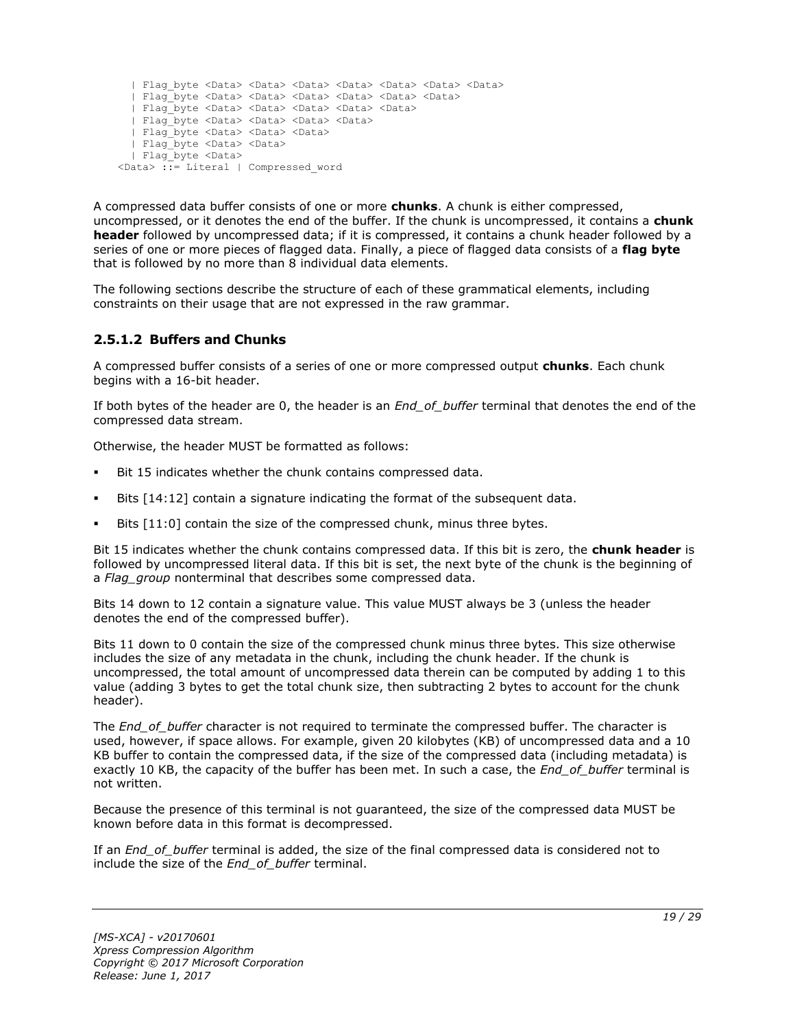```
  | Flag_byte <Data> <Data> <Data> <Data> <Data> <Data> <Data>
  | Flag_byte <Data> <Data> <Data> <Data> <Data> <Data>
  | Flag_byte <Data> <Data> <Data> <Data> <Data>
  | Flag_byte <Data> <Data> <Data> <Data>
  | Flag_byte <Data> <Data> <Data>
  | Flag_byte <Data> <Data>
  | Flag_byte <Data>
<Data> ::= Literal | Compressed_word
```

A compressed data buffer consists of one or more **chunks**. A chunk is either compressed, uncompressed, or it denotes the end of the buffer. If the chunk is uncompressed, it contains a **chunk header** followed by uncompressed data; if it is compressed, it contains a chunk header followed by a series of one or more pieces of flagged data. Finally, a piece of flagged data consists of a **flag byte** that is followed by no more than 8 individual data elements.

The following sections describe the structure of each of these grammatical elements, including constraints on their usage that are not expressed in the raw grammar.

### 2.5.1.2 Buffers and Chunks

A compressed buffer consists of a series of one or more compressed output **chunks**. Each chunk begins with a 16-bit header.

If both bytes of the header are 0, the header is an *End_of_buffer* terminal that denotes the end of the compressed data stream.

Otherwise, the header MUST be formatted as follows:

- Bit 15 indicates whether the chunk contains compressed data.
- Bits [14:12] contain a signature indicating the format of the subsequent data.
- Bits [11:0] contain the size of the compressed chunk, minus three bytes.

Bit 15 indicates whether the chunk contains compressed data. If this bit is zero, the **chunk header** is followed by uncompressed literal data. If this bit is set, the next byte of the chunk is the beginning of a *Flag_group* nonterminal that describes some compressed data.

Bits 14 down to 12 contain a signature value. This value MUST always be 3 (unless the header denotes the end of the compressed buffer).

Bits 11 down to 0 contain the size of the compressed chunk minus three bytes. This size otherwise includes the size of any metadata in the chunk, including the chunk header. If the chunk is uncompressed, the total amount of uncompressed data therein can be computed by adding 1 to this value (adding 3 bytes to get the total chunk size, then subtracting 2 bytes to account for the chunk header).

The *End_of_buffer* character is not required to terminate the compressed buffer. The character is used, however, if space allows. For example, given 20 kilobytes (KB) of uncompressed data and a 10 KB buffer to contain the compressed data, if the size of the compressed data (including metadata) is exactly 10 KB, the capacity of the buffer has been met. In such a case, the *End_of_buffer* terminal is not written.

Because the presence of this terminal is not guaranteed, the size of the compressed data MUST be known before data in this format is decompressed.

If an *End_of_buffer* terminal is added, the size of the final compressed data is considered not to include the size of the *End_of_buffer* terminal.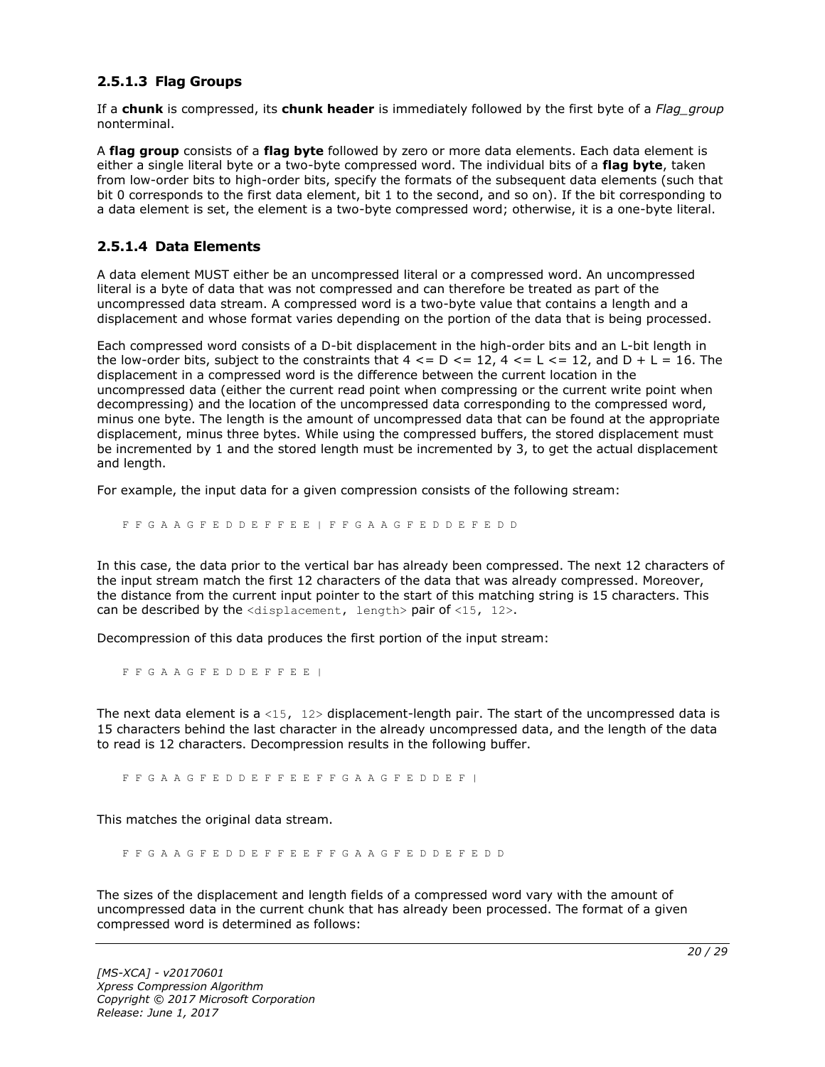### 2.5.1.3 Flag Groups

If a **chunk** is compressed, its **chunk header** is immediately followed by the first byte of a *Flag_group* nonterminal.

A **flag group** consists of a **flag byte** followed by zero or more data elements. Each data element is either a single literal byte or a two-byte compressed word. The individual bits of a **flag byte**, taken from low-order bits to high-order bits, specify the formats of the subsequent data elements (such that bit 0 corresponds to the first data element, bit 1 to the second, and so on). If the bit corresponding to a data element is set, the element is a two-byte compressed word; otherwise, it is a one-byte literal.

### 2.5.1.4 Data Elements

A data element MUST either be an uncompressed literal or a compressed word. An uncompressed literal is a byte of data that was not compressed and can therefore be treated as part of the uncompressed data stream. A compressed word is a two-byte value that contains a length and a displacement and whose format varies depending on the portion of the data that is being processed.

Each compressed word consists of a D-bit displacement in the high-order bits and an L-bit length in the low-order bits, subject to the constraints that 4 <= D <= 12, 4 <= L <= 12, and D + L = 16. The displacement in a compressed word is the difference between the current location in the uncompressed data (either the current read point when compressing or the current write point when decompressing) and the location of the uncompressed data corresponding to the compressed word, minus one byte. The length is the amount of uncompressed data that can be found at the appropriate displacement, minus three bytes. While using the compressed buffers, the stored displacement must be incremented by 1 and the stored length must be incremented by 3, to get the actual displacement and length.

For example, the input data for a given compression consists of the following stream:

```
F F G A A G F E D D E F F E E | F F G A A G F E D D E F E D D
```

In this case, the data prior to the vertical bar has already been compressed. The next 12 characters of the input stream match the first 12 characters of the data that was already compressed. Moreover, the distance from the current input pointer to the start of this matching string is 15 characters. This can be described by the `<displacement, length>` pair of `<15, 12>`.

Decompression of this data produces the first portion of the input stream:

```
F F G A A G F E D D E F F E E |
```

The next data element is a `<15, 12>` displacement-length pair. The start of the uncompressed data is 15 characters behind the last character in the already uncompressed data, and the length of the data to read is 12 characters. Decompression results in the following buffer.

```
F F G A A G F E D D E F F E E F F G A A G F E D D E F |
```

This matches the original data stream.

```
F F G A A G F E D D E F F E E F F G A A G F E D D E F E D D
```

The sizes of the displacement and length fields of a compressed word vary with the amount of uncompressed data in the current chunk that has already been processed. The format of a given compressed word is determined as follows: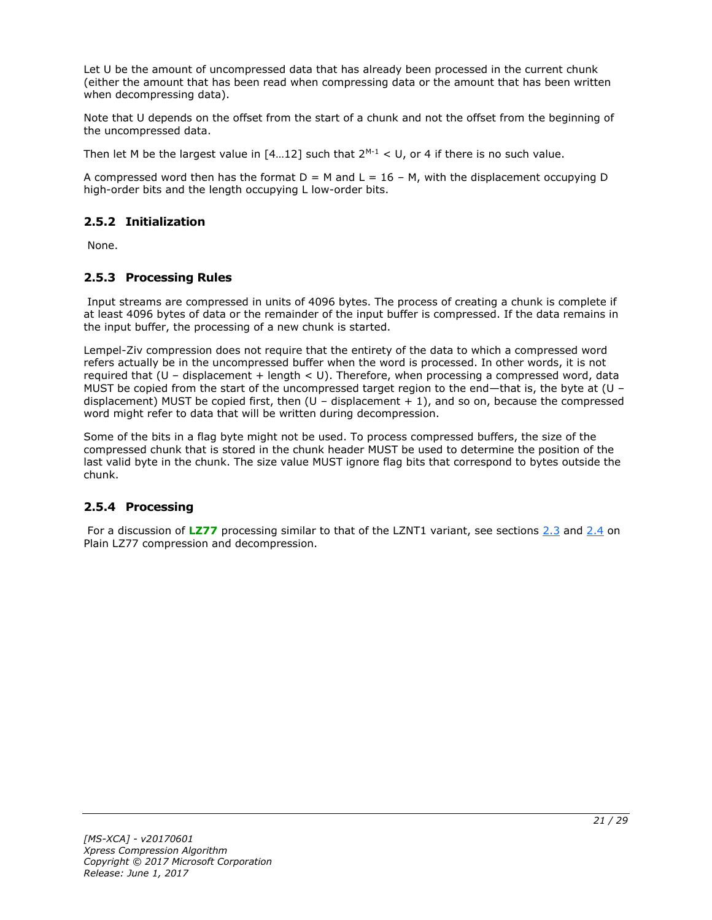Let U be the amount of uncompressed data that has already been processed in the current chunk (either the amount that has been read when compressing data or the amount that has been written when decompressing data).

Note that U depends on the offset from the start of a chunk and not the offset from the beginning of the uncompressed data.

Then let M be the largest value in [4…12] such that $2^{M-1} < U$, or 4 if there is no such value.

A compressed word then has the format $D = M$ and $L = 16 - M$, with the displacement occupying D high-order bits and the length occupying L low-order bits.

### 2.5.2 Initialization

None.

### 2.5.3 Processing Rules

Input streams are compressed in units of 4096 bytes. The process of creating a chunk is complete if at least 4096 bytes of data or the remainder of the input buffer is compressed. If the data remains in the input buffer, the processing of a new chunk is started.

Lempel-Ziv compression does not require that the entirety of the data to which a compressed word refers actually be in the uncompressed buffer when the word is processed. In other words, it is not required that (U – displacement + length < U). Therefore, when processing a compressed word, data MUST be copied from the start of the uncompressed target region to the end—that is, the byte at (U – displacement) MUST be copied first, then (U – displacement + 1), and so on, because the compressed word might refer to data that will be written during decompression.

Some of the bits in a flag byte might not be used. To process compressed buffers, the size of the compressed chunk that is stored in the chunk header MUST be used to determine the position of the last valid byte in the chunk. The size value MUST ignore flag bits that correspond to bytes outside the chunk.

### 2.5.4 Processing

For a discussion of **LZ77** processing similar to that of the LZNT1 variant, see sections 2.3 and 2.4 on Plain LZ77 compression and decompression.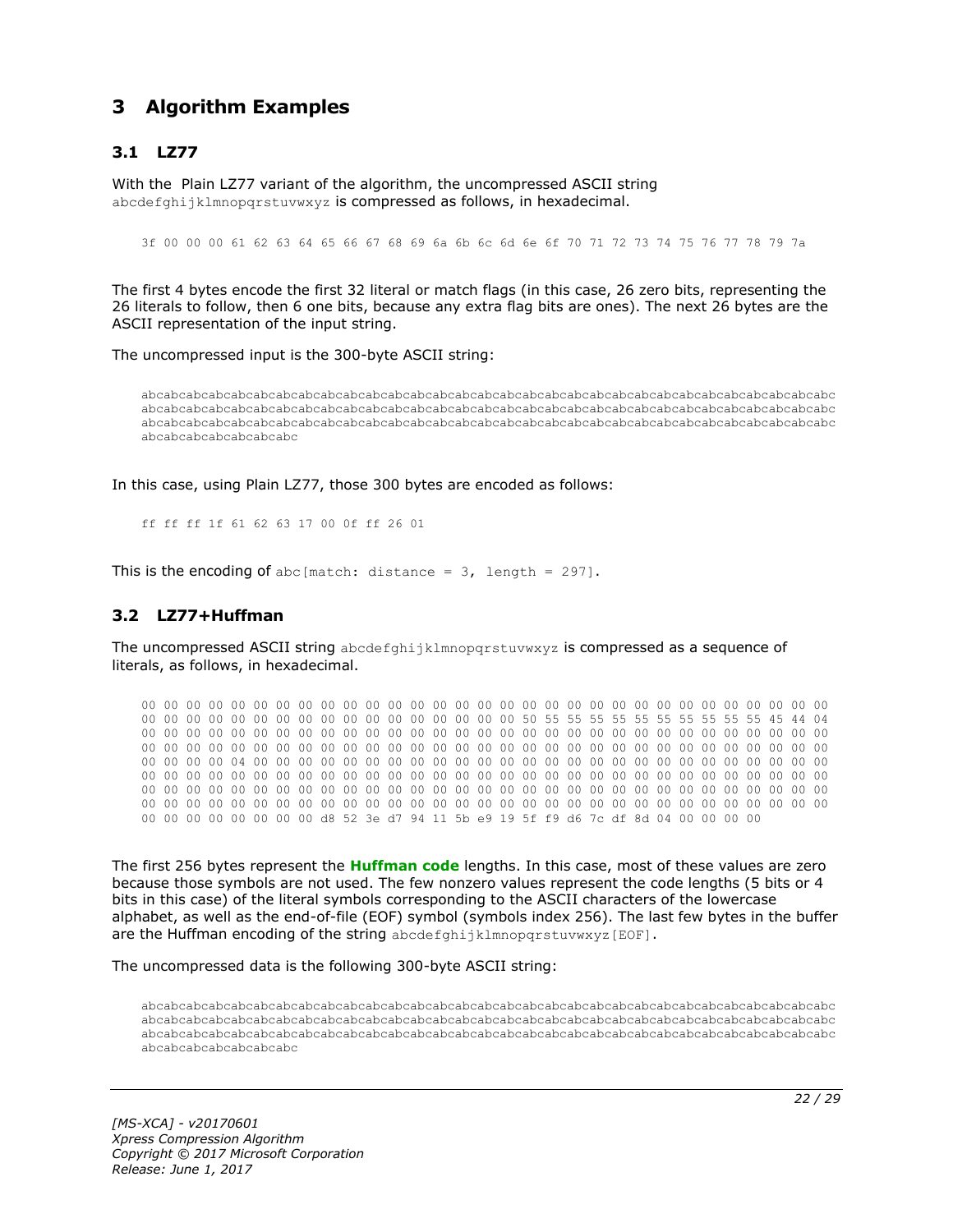# 3 Algorithm Examples

## 3.1 LZ77

With the Plain LZ77 variant of the algorithm, the uncompressed ASCII string `abcdefghijklmnopqrstuvwxyz` is compressed as follows, in hexadecimal.

```
3f 00 00 00 61 62 63 64 65 66 67 68 69 6a 6b 6c 6d 6e 6f 70 71 72 73 74 75 76 77 78 79 7a
```

The first 4 bytes encode the first 32 literal or match flags (in this case, 26 zero bits, representing the 26 literals to follow, then 6 one bits, because any extra flag bits are ones). The next 26 bytes are the ASCII representation of the input string.

The uncompressed input is the 300-byte ASCII string:

```
abcabcabcabcabcabcabcabcabcabcabcabcabcabcabcabcabcabcabcabcabcabcabcabcabcabcabcabcabcabcabcabcabcabc
abcabcabcabcabcabcabcabcabcabcabcabcabcabcabcabcabcabcabcabcabcabcabcabcabcabcabcabcabcabcabcabcabcabc
abcabcabcabcabcabcabcabcabcabcabcabcabcabcabcabcabcabcabcabcabcabcabcabcabcabcabcabcabcabcabcabcabcabc
abcabcabcabcabcabcabc
```

In this case, using Plain LZ77, those 300 bytes are encoded as follows:

```
ff ff ff 1f 61 62 63 17 00 0f ff 26 01
```

This is the encoding of `abc[match: distance = 3, length = 297]`.

## 3.2 LZ77+Huffman

The uncompressed ASCII string `abcdefghijklmnopqrstuvwxyz` is compressed as a sequence of literals, as follows, in hexadecimal.

```
00 00 00 00 00 00 00 00 00 00 00 00 00 00 00 00 00 00 00 00 00 00 00 00 00 00 00 00 00 00 00 00
00 00 00 00 00 00 00 00 00 00 00 00 00 00 00 00 50 55 55 55 55 55 55 55 55 55 55 55 55 45 44 04
00 00 00 00 00 00 00 00 00 00 00 00 00 00 00 00 00 00 00 00 00 00 00 00 00 00 00 00 00 00 00 00
00 00 00 00 00 00 00 00 00 00 00 00 00 00 00 00 00 00 00 00 00 00 00 00 00 00 00 00 00 00 00 00
00 00 00 00 04 00 00 00 00 00 00 00 00 00 00 00 00 00 00 00 00 00 00 00 00 00 00 00 00 00 00 00
00 00 00 00 00 00 00 00 00 00 00 00 00 00 00 00 00 00 00 00 00 00 00 00 00 00 00 00 00 00 00 00
00 00 00 00 00 00 00 00 00 00 00 00 00 00 00 00 00 00 00 00 00 00 00 00 00 00 00 00 00 00 00 00
00 00 00 00 00 00 00 00 00 00 00 00 00 00 00 00 00 00 00 00 00 00 00 00 00 00 00 00 00 00 00 00
00 00 00 00 00 00 00 00 d8 52 3e d7 94 11 5b e9 19 5f f9 d6 7c df 8d 04 00 00 00 00
```

The first 256 bytes represent the **Huffman code** lengths. In this case, most of these values are zero because those symbols are not used. The few nonzero values represent the code lengths (5 bits or 4 bits in this case) of the literal symbols corresponding to the ASCII characters of the lowercase alphabet, as well as the end-of-file (EOF) symbol (symbols index 256). The last few bytes in the buffer are the Huffman encoding of the string `abcdefghijklmnopqrstuvwxyz[EOF]`.

The uncompressed data is the following 300-byte ASCII string:

```
abcabcabcabcabcabcabcabcabcabcabcabcabcabcabcabcabcabcabcabcabcabcabcabcabcabcabcabcabcabcabcabcabcabc
abcabcabcabcabcabcabcabcabcabcabcabcabcabcabcabcabcabcabcabcabcabcabcabcabcabcabcabcabcabcabcabcabcabc
abcabcabcabcabcabcabcabcabcabcabcabcabcabcabcabcabcabcabcabcabcabcabcabcabcabcabcabcabcabcabcabcabcabc
abcabcabcabcabcabcabc
```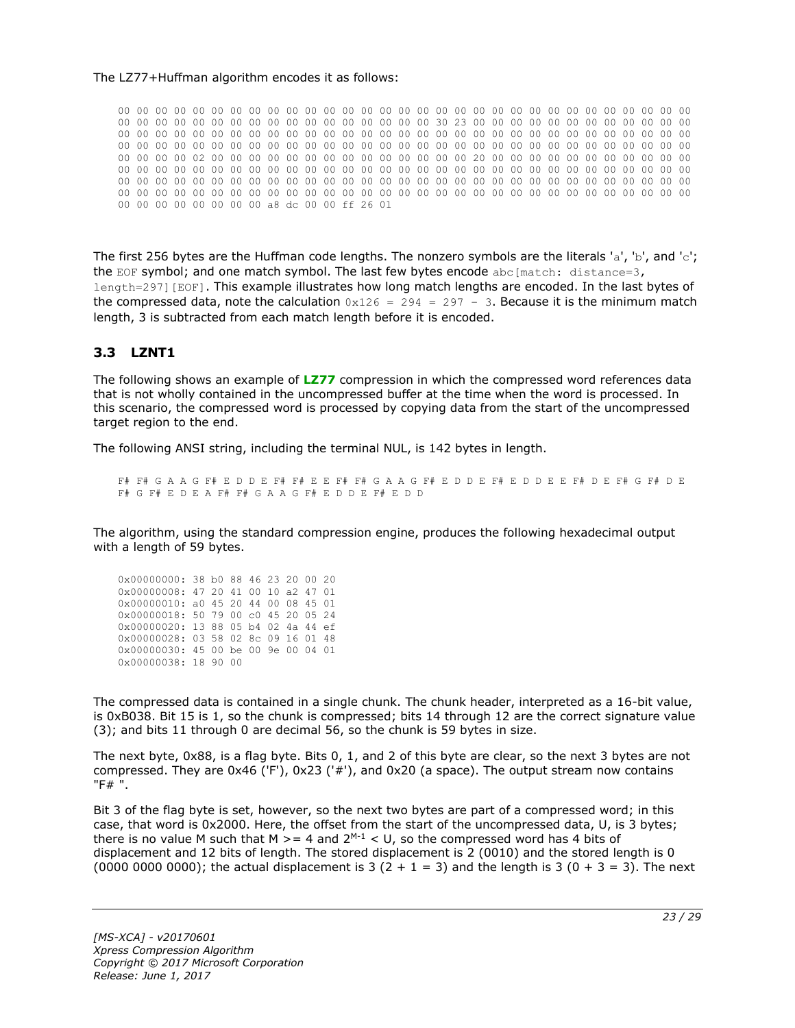The LZ77+Huffman algorithm encodes it as follows:

```
00 00 00 00 00 00 00 00 00 00 00 00 00 00 00 00 00 00 00 00 00 00 00 00 00 00 00 00 00 00 00 00
00 00 00 00 00 00 00 00 00 00 00 00 00 00 00 00 30 23 00 00 00 00 00 00 00 00 00 00 00 00 00 00
00 00 00 00 00 00 00 00 00 00 00 00 00 00 00 00 00 00 00 00 00 00 00 00 00 00 00 00 00 00 00 00
00 00 00 00 00 00 00 00 00 00 00 00 00 00 00 00 00 00 00 00 00 00 00 00 00 00 00 00 00 00 00 00
00 00 00 00 02 00 00 00 00 00 00 00 00 00 00 00 00 00 00 00 20 00 00 00 00 00 00 00 00 00 00 00
00 00 00 00 00 00 00 00 00 00 00 00 00 00 00 00 00 00 00 00 00 00 00 00 00 00 00 00 00 00 00 00
00 00 00 00 00 00 00 00 00 00 00 00 00 00 00 00 00 00 00 00 00 00 00 00 00 00 00 00 00 00 00 00
00 00 00 00 00 00 00 00 00 00 00 00 00 00 00 00 00 00 00 00 00 00 00 00 00 00 00 00 00 00 00 00
00 00 00 00 00 00 00 00 a8 dc 00 00 ff 26 01
```

The first 256 bytes are the Huffman code lengths. The nonzero symbols are the literals 'a', 'b', and 'c'; the `EOF` symbol; and one match symbol. The last few bytes encode `abc[match: distance=3, length=297][EOF]`. This example illustrates how long match lengths are encoded. In the last bytes of the compressed data, note the calculation `0x126 = 294 = 297 - 3`. Because it is the minimum match length, 3 is subtracted from each match length before it is encoded.

## 3.3 LZNT1

The following shows an example of **LZ77** compression in which the compressed word references data that is not wholly contained in the uncompressed buffer at the time when the word is processed. In this scenario, the compressed word is processed by copying data from the start of the uncompressed target region to the end.

The following ANSI string, including the terminal NUL, is 142 bytes in length.

```
F# F# G A A G F# E D D E F# F# E E F# F# G A A G F# E D D E F# E D D E E F# D E F# G F# D E
F# G F# E D E A F# F# G A A G F# E D D E F# E D D
```

The algorithm, using the standard compression engine, produces the following hexadecimal output with a length of 59 bytes.

```
0x00000000: 38 b0 88 46 23 20 00 20
0x00000008: 47 20 41 00 10 a2 47 01
0x00000010: a0 45 20 44 00 08 45 01
0x00000018: 50 79 00 c0 45 20 05 24
0x00000020: 13 88 05 b4 02 4a 44 ef
0x00000028: 03 58 02 8c 09 16 01 48
0x00000030: 45 00 be 00 9e 00 04 01
0x00000038: 18 90 00
```

The compressed data is contained in a single chunk. The chunk header, interpreted as a 16-bit value, is 0xB038. Bit 15 is 1, so the chunk is compressed; bits 14 through 12 are the correct signature value (3); and bits 11 through 0 are decimal 56, so the chunk is 59 bytes in size.

The next byte, 0x88, is a flag byte. Bits 0, 1, and 2 of this byte are clear, so the next 3 bytes are not compressed. They are 0x46 ('F'), 0x23 ('#'), and 0x20 (a space). The output stream now contains "F# ".

Bit 3 of the flag byte is set, however, so the next two bytes are part of a compressed word; in this case, that word is 0x2000. Here, the offset from the start of the uncompressed data, U, is 3 bytes; there is no value M such that M >= 4 and $2^{M-1}$ < U, so the compressed word has 4 bits of displacement and 12 bits of length. The stored displacement is 2 (0010) and the stored length is 0 (0000 0000 0000); the actual displacement is 3 (2 + 1 = 3) and the length is 3 (0 + 3 = 3). The next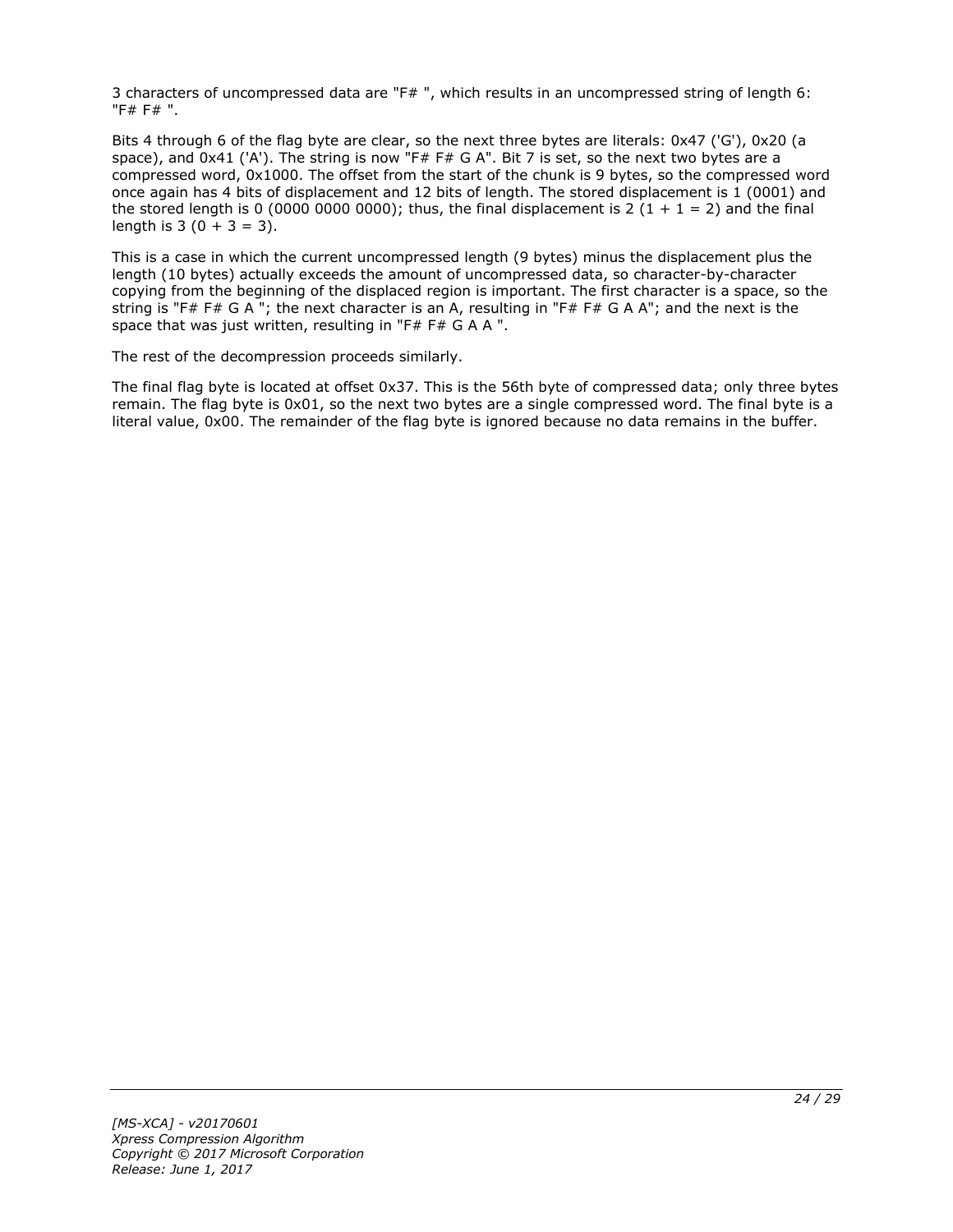3 characters of uncompressed data are "F# ", which results in an uncompressed string of length 6: "F# F# ".

Bits 4 through 6 of the flag byte are clear, so the next three bytes are literals: 0x47 ('G'), 0x20 (a space), and 0x41 ('A'). The string is now "F# F# G A". Bit 7 is set, so the next two bytes are a compressed word, 0x1000. The offset from the start of the chunk is 9 bytes, so the compressed word once again has 4 bits of displacement and 12 bits of length. The stored displacement is 1 (0001) and the stored length is 0 (0000 0000 0000); thus, the final displacement is 2 (1 + 1 = 2) and the final length is 3 (0 + 3 = 3).

This is a case in which the current uncompressed length (9 bytes) minus the displacement plus the length (10 bytes) actually exceeds the amount of uncompressed data, so character-by-character copying from the beginning of the displaced region is important. The first character is a space, so the string is "F# F# G A "; the next character is an A, resulting in "F# F# G A A"; and the next is the space that was just written, resulting in "F# F# G A A ".

The rest of the decompression proceeds similarly.

The final flag byte is located at offset 0x37. This is the 56th byte of compressed data; only three bytes remain. The flag byte is 0x01, so the next two bytes are a single compressed word. The final byte is a literal value, 0x00. The remainder of the flag byte is ignored because no data remains in the buffer.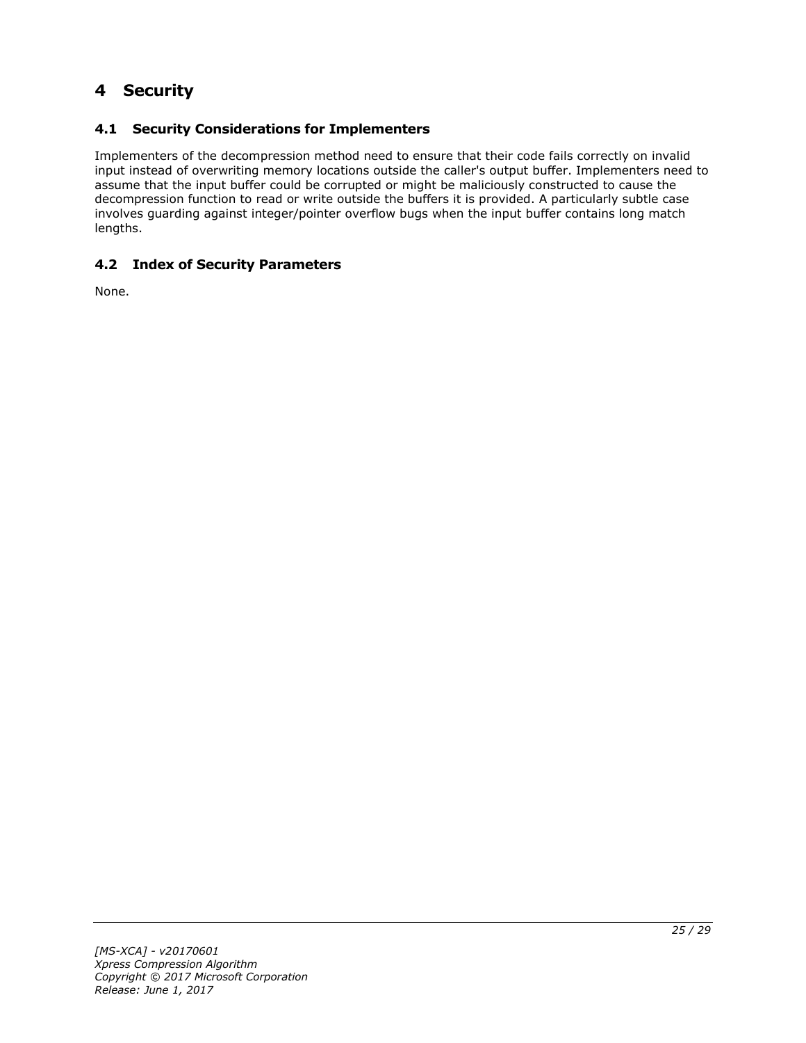# 4 Security

## 4.1 Security Considerations for Implementers

Implementers of the decompression method need to ensure that their code fails correctly on invalid input instead of overwriting memory locations outside the caller's output buffer. Implementers need to assume that the input buffer could be corrupted or might be maliciously constructed to cause the decompression function to read or write outside the buffers it is provided. A particularly subtle case involves guarding against integer/pointer overflow bugs when the input buffer contains long match lengths.

## 4.2 Index of Security Parameters

None.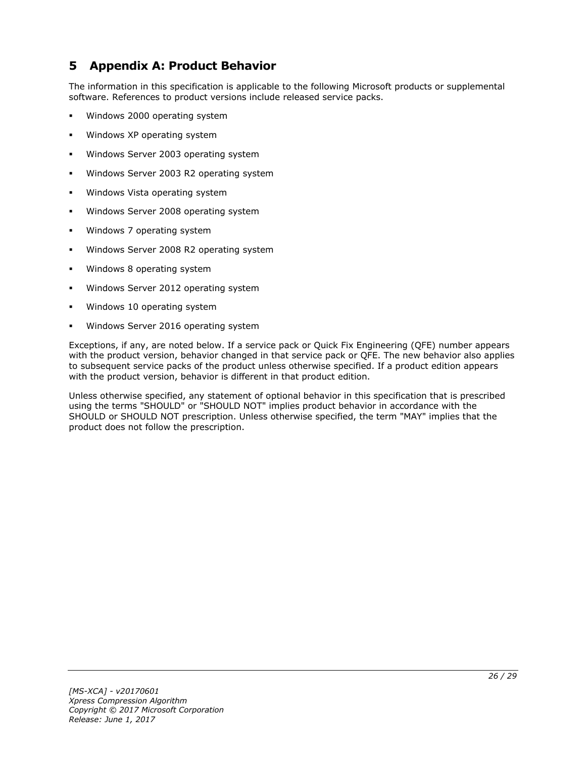# 5 Appendix A: Product Behavior

The information in this specification is applicable to the following Microsoft products or supplemental software. References to product versions include released service packs.

- Windows 2000 operating system
- Windows XP operating system
- Windows Server 2003 operating system
- Windows Server 2003 R2 operating system
- Windows Vista operating system
- Windows Server 2008 operating system
- Windows 7 operating system
- Windows Server 2008 R2 operating system
- Windows 8 operating system
- Windows Server 2012 operating system
- Windows 10 operating system
- Windows Server 2016 operating system

Exceptions, if any, are noted below. If a service pack or Quick Fix Engineering (QFE) number appears with the product version, behavior changed in that service pack or QFE. The new behavior also applies to subsequent service packs of the product unless otherwise specified. If a product edition appears with the product version, behavior is different in that product edition.

Unless otherwise specified, any statement of optional behavior in this specification that is prescribed using the terms "SHOULD" or "SHOULD NOT" implies product behavior in accordance with the SHOULD or SHOULD NOT prescription. Unless otherwise specified, the term "MAY" implies that the product does not follow the prescription.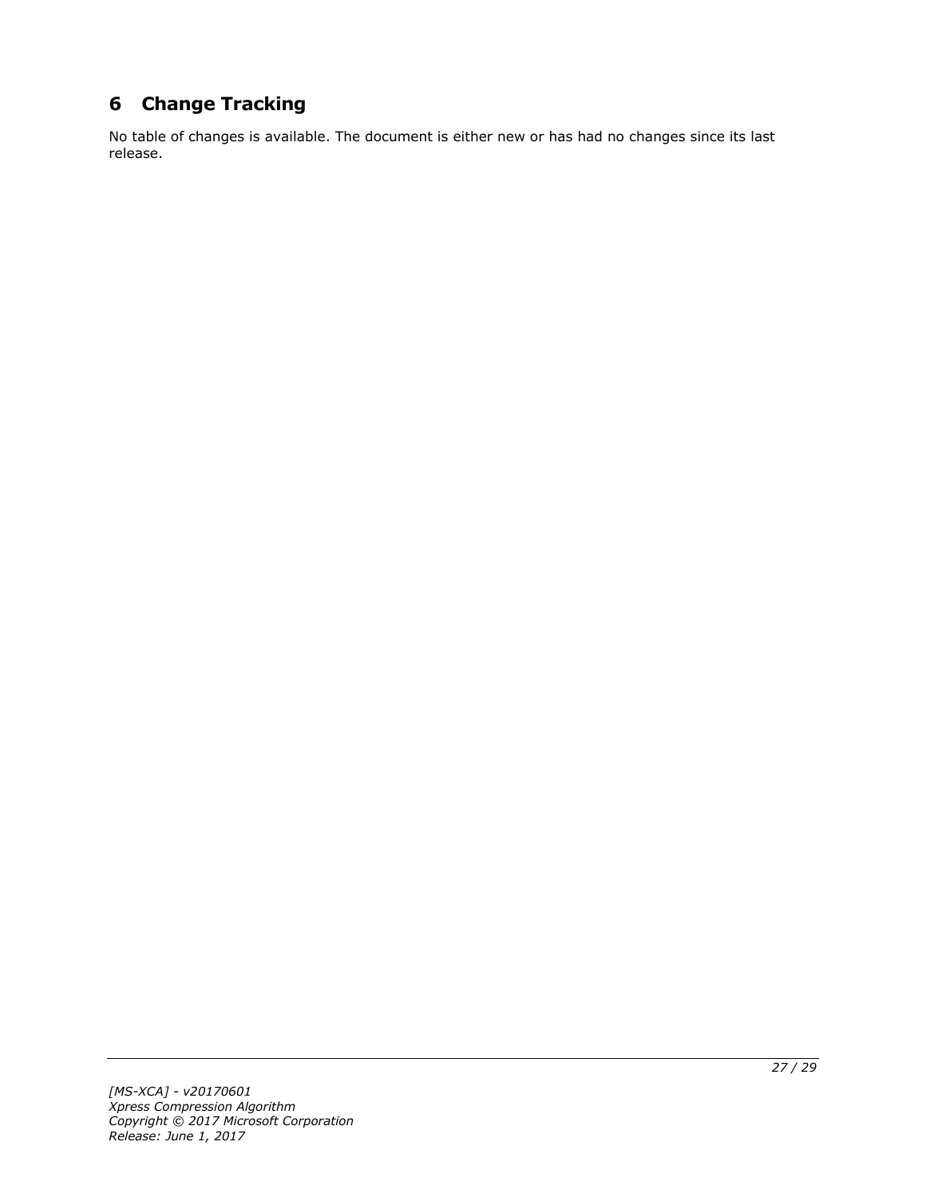# 6 Change Tracking

No table of changes is available. The document is either new or has had no changes since its last release.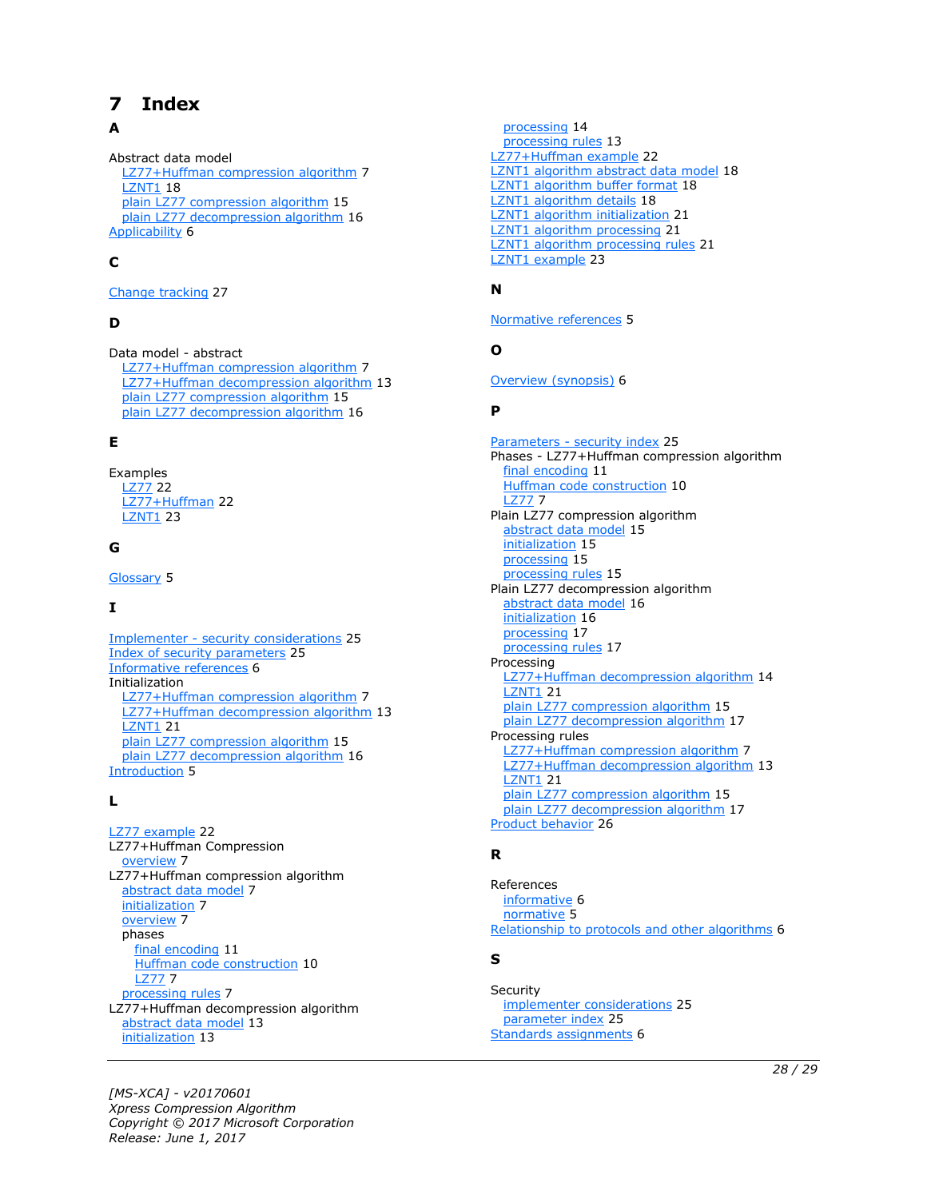# 7 Index

### A

Abstract data model
- LZ77+Huffman compression algorithm 7
- LZNT1 18
- plain LZ77 compression algorithm 15
- plain LZ77 decompression algorithm 16

Applicability 6

### C

Change tracking 27

### D

Data model - abstract
- LZ77+Huffman compression algorithm 7
- LZ77+Huffman decompression algorithm 13
- plain LZ77 compression algorithm 15
- plain LZ77 decompression algorithm 16

### E

Examples
- LZ77 22
- LZ77+Huffman 22
- LZNT1 23

### G

Glossary 5

### I

Implementer - security considerations 25
Index of security parameters 25
Informative references 6
Initialization
- LZ77+Huffman compression algorithm 7
- LZ77+Huffman decompression algorithm 13
- LZNT1 21
- plain LZ77 compression algorithm 15
- plain LZ77 decompression algorithm 16

Introduction 5

### L

LZ77 example 22
LZ77+Huffman Compression
- overview 7

LZ77+Huffman compression algorithm
- abstract data model 7
- initialization 7
- overview 7
- phases
  - final encoding 11
  - Huffman code construction 10
  - LZ77 7
- processing rules 7

LZ77+Huffman decompression algorithm
- abstract data model 13
- initialization 13
- processing 14
- processing rules 13

LZ77+Huffman example 22
LZNT1 algorithm abstract data model 18
LZNT1 algorithm buffer format 18
LZNT1 algorithm details 18
LZNT1 algorithm initialization 21
LZNT1 algorithm processing 21
LZNT1 algorithm processing rules 21
LZNT1 example 23

### N

Normative references 5

### O

Overview (synopsis) 6

### P

Parameters - security index 25
Phases - LZ77+Huffman compression algorithm
- final encoding 11
- Huffman code construction 10
- LZ77 7

Plain LZ77 compression algorithm
- abstract data model 15
- initialization 15
- processing 15
- processing rules 15

Plain LZ77 decompression algorithm
- abstract data model 16
- initialization 16
- processing 17
- processing rules 17

Processing
- LZ77+Huffman decompression algorithm 14
- LZNT1 21
- plain LZ77 compression algorithm 15
- plain LZ77 decompression algorithm 17

Processing rules
- LZ77+Huffman compression algorithm 7
- LZ77+Huffman decompression algorithm 13
- LZNT1 21
- plain LZ77 compression algorithm 15
- plain LZ77 decompression algorithm 17

Product behavior 26

### R

References
- informative 6
- normative 5

Relationship to protocols and other algorithms 6

### S

Security
- implementer considerations 25
- parameter index 25

Standards assignments 6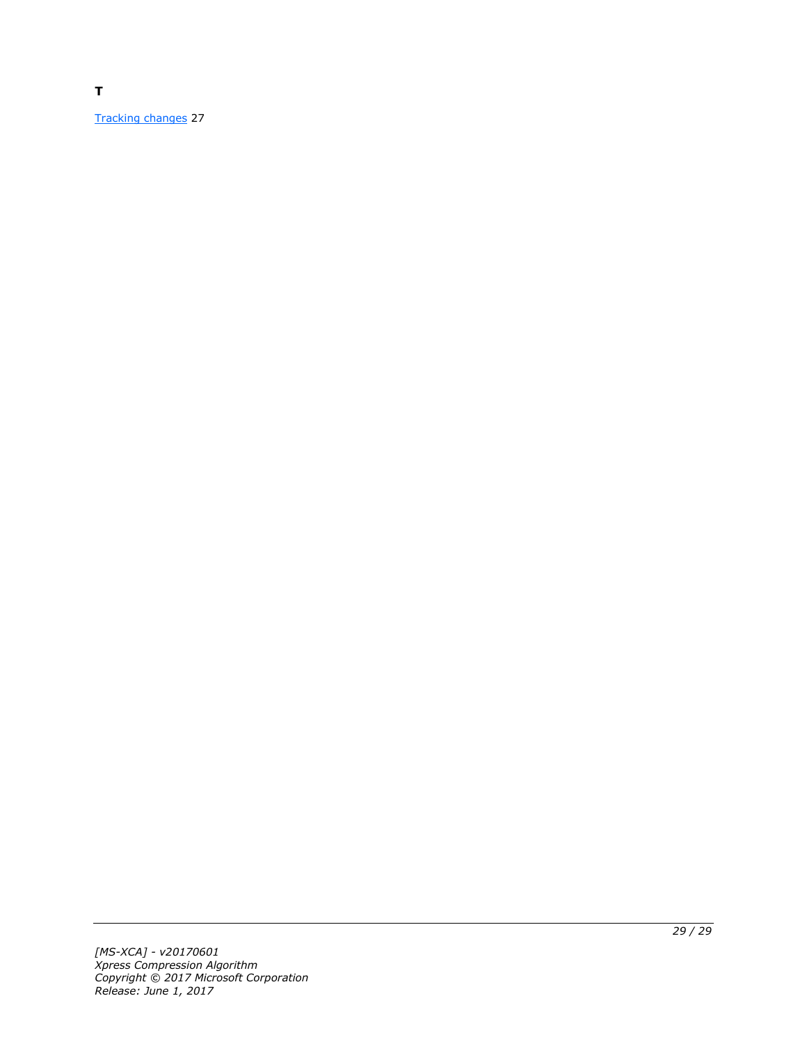**T**

Tracking changes 27